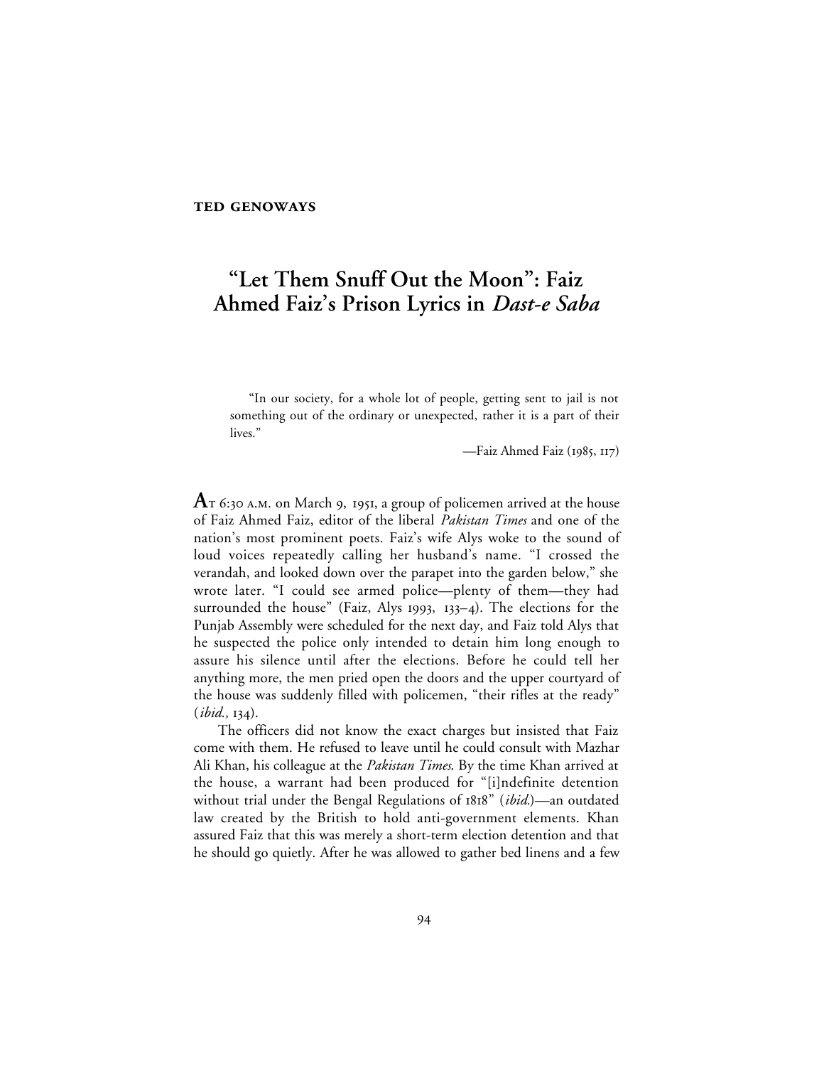**TED GENOWAYS**

# "Let Them Snuff Out the Moon": Faiz Ahmed Faiz's Prison Lyrics in *Dast-e Saba*

> "In our society, for a whole lot of people, getting sent to jail is not something out of the ordinary or unexpected, rather it is a part of their lives."
>
> —Faiz Ahmed Faiz (1985, 117)

**A**T 6:30 A.M. on March 9, 1951, a group of policemen arrived at the house of Faiz Ahmed Faiz, editor of the liberal *Pakistan Times* and one of the nation's most prominent poets. Faiz's wife Alys woke to the sound of loud voices repeatedly calling her husband's name. "I crossed the verandah, and looked down over the parapet into the garden below," she wrote later. "I could see armed police—plenty of them—they had surrounded the house" (Faiz, Alys 1993, 133–4). The elections for the Punjab Assembly were scheduled for the next day, and Faiz told Alys that he suspected the police only intended to detain him long enough to assure his silence until after the elections. Before he could tell her anything more, the men pried open the doors and the upper courtyard of the house was suddenly filled with policemen, "their rifles at the ready" (*ibid.,* 134).

The officers did not know the exact charges but insisted that Faiz come with them. He refused to leave until he could consult with Mazhar Ali Khan, his colleague at the *Pakistan Times*. By the time Khan arrived at the house, a warrant had been produced for "[i]ndefinite detention without trial under the Bengal Regulations of 1818" (*ibid.*)—an outdated law created by the British to hold anti-government elements. Khan assured Faiz that this was merely a short-term election detention and that he should go quietly. After he was allowed to gather bed linens and a few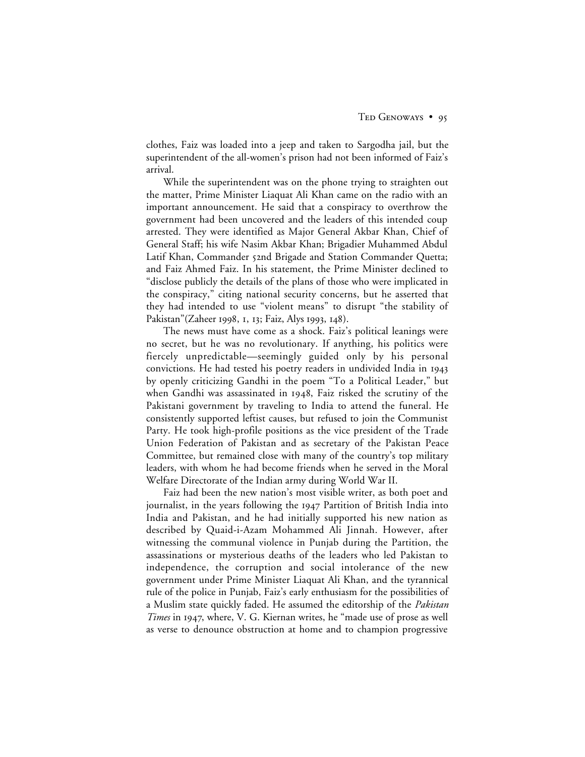clothes, Faiz was loaded into a jeep and taken to Sargodha jail, but the superintendent of the all-women's prison had not been informed of Faiz's arrival.

While the superintendent was on the phone trying to straighten out the matter, Prime Minister Liaquat Ali Khan came on the radio with an important announcement. He said that a conspiracy to overthrow the government had been uncovered and the leaders of this intended coup arrested. They were identified as Major General Akbar Khan, Chief of General Staff; his wife Nasim Akbar Khan; Brigadier Muhammed Abdul Latif Khan, Commander 52nd Brigade and Station Commander Quetta; and Faiz Ahmed Faiz. In his statement, the Prime Minister declined to "disclose publicly the details of the plans of those who were implicated in the conspiracy," citing national security concerns, but he asserted that they had intended to use "violent means" to disrupt "the stability of Pakistan"(Zaheer 1998, 1, 13; Faiz, Alys 1993, 148).

The news must have come as a shock. Faiz's political leanings were no secret, but he was no revolutionary. If anything, his politics were fiercely unpredictable—seemingly guided only by his personal convictions. He had tested his poetry readers in undivided India in 1943 by openly criticizing Gandhi in the poem "To a Political Leader," but when Gandhi was assassinated in 1948, Faiz risked the scrutiny of the Pakistani government by traveling to India to attend the funeral. He consistently supported leftist causes, but refused to join the Communist Party. He took high-profile positions as the vice president of the Trade Union Federation of Pakistan and as secretary of the Pakistan Peace Committee, but remained close with many of the country's top military leaders, with whom he had become friends when he served in the Moral Welfare Directorate of the Indian army during World War II.

Faiz had been the new nation's most visible writer, as both poet and journalist, in the years following the 1947 Partition of British India into India and Pakistan, and he had initially supported his new nation as described by Quaid-i-Azam Mohammed Ali Jinnah. However, after witnessing the communal violence in Punjab during the Partition, the assassinations or mysterious deaths of the leaders who led Pakistan to independence, the corruption and social intolerance of the new government under Prime Minister Liaquat Ali Khan, and the tyrannical rule of the police in Punjab, Faiz's early enthusiasm for the possibilities of a Muslim state quickly faded. He assumed the editorship of the *Pakistan Times* in 1947, where, V. G. Kiernan writes, he "made use of prose as well as verse to denounce obstruction at home and to champion progressive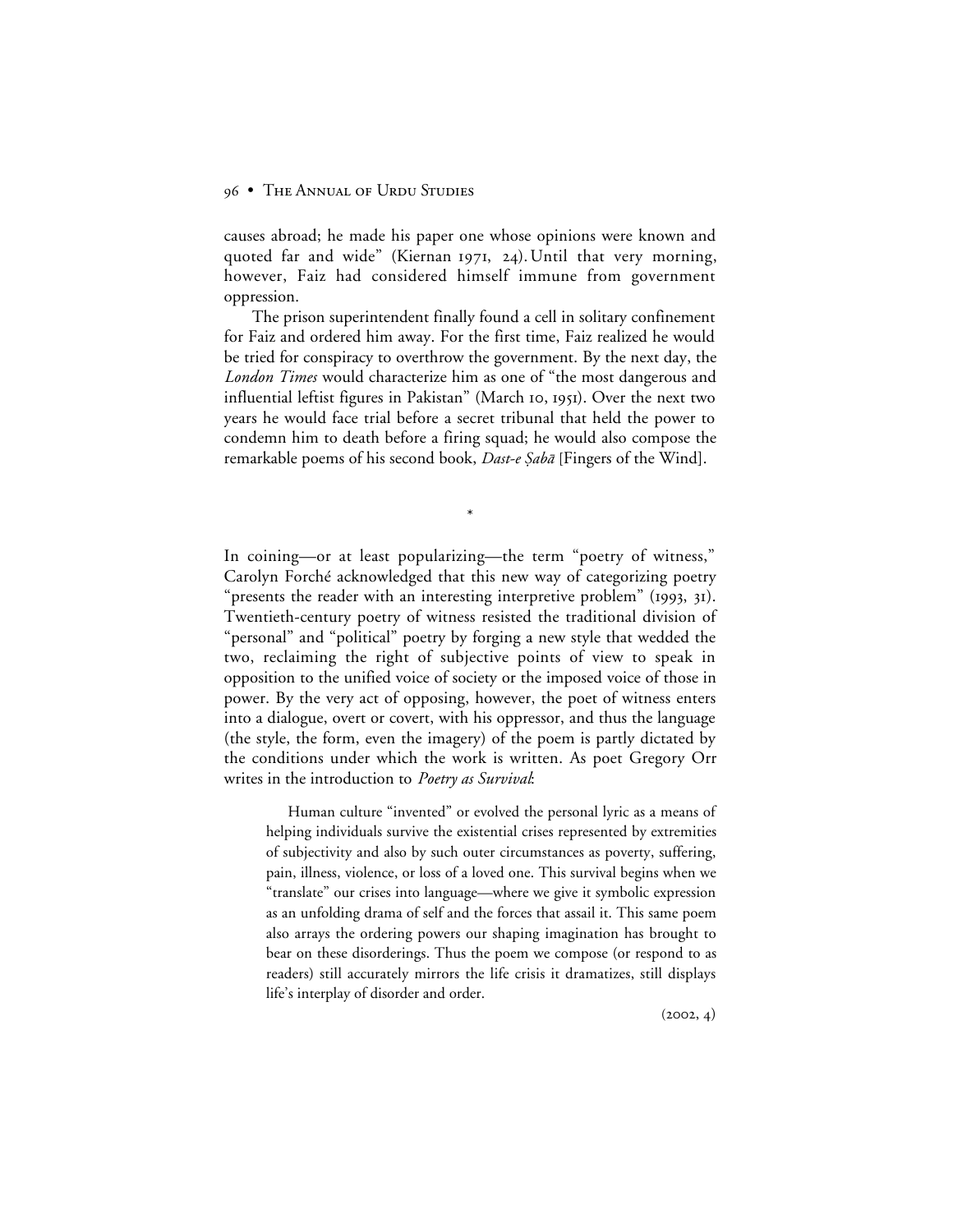causes abroad; he made his paper one whose opinions were known and quoted far and wide" (Kiernan 1971, 24). Until that very morning, however, Faiz had considered himself immune from government oppression.

The prison superintendent finally found a cell in solitary confinement for Faiz and ordered him away. For the first time, Faiz realized he would be tried for conspiracy to overthrow the government. By the next day, the *London Times* would characterize him as one of "the most dangerous and influential leftist figures in Pakistan" (March 10, 1951). Over the next two years he would face trial before a secret tribunal that held the power to condemn him to death before a firing squad; he would also compose the remarkable poems of his second book, *Dast-e Ṣabā* [Fingers of the Wind].

*

In coining—or at least popularizing—the term "poetry of witness," Carolyn Forché acknowledged that this new way of categorizing poetry "presents the reader with an interesting interpretive problem" (1993, 31). Twentieth-century poetry of witness resisted the traditional division of "personal" and "political" poetry by forging a new style that wedded the two, reclaiming the right of subjective points of view to speak in opposition to the unified voice of society or the imposed voice of those in power. By the very act of opposing, however, the poet of witness enters into a dialogue, overt or covert, with his oppressor, and thus the language (the style, the form, even the imagery) of the poem is partly dictated by the conditions under which the work is written. As poet Gregory Orr writes in the introduction to *Poetry as Survival*:

> Human culture "invented" or evolved the personal lyric as a means of helping individuals survive the existential crises represented by extremities of subjectivity and also by such outer circumstances as poverty, suffering, pain, illness, violence, or loss of a loved one. This survival begins when we "translate" our crises into language—where we give it symbolic expression as an unfolding drama of self and the forces that assail it. This same poem also arrays the ordering powers our shaping imagination has brought to bear on these disorderings. Thus the poem we compose (or respond to as readers) still accurately mirrors the life crisis it dramatizes, still displays life's interplay of disorder and order.
>
> (2002, 4)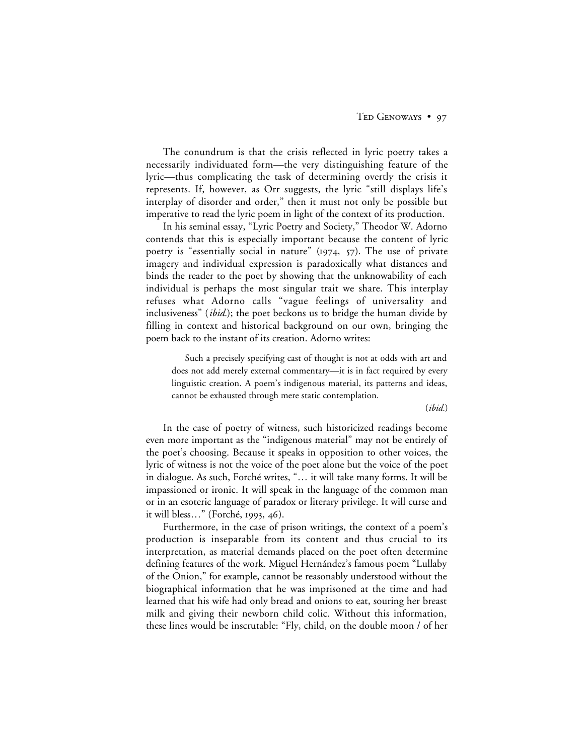The conundrum is that the crisis reflected in lyric poetry takes a necessarily individuated form—the very distinguishing feature of the lyric—thus complicating the task of determining overtly the crisis it represents. If, however, as Orr suggests, the lyric "still displays life's interplay of disorder and order," then it must not only be possible but imperative to read the lyric poem in light of the context of its production.

In his seminal essay, "Lyric Poetry and Society," Theodor W. Adorno contends that this is especially important because the content of lyric poetry is "essentially social in nature" (1974, 57). The use of private imagery and individual expression is paradoxically what distances and binds the reader to the poet by showing that the unknowability of each individual is perhaps the most singular trait we share. This interplay refuses what Adorno calls "vague feelings of universality and inclusiveness" (*ibid.*); the poet beckons us to bridge the human divide by filling in context and historical background on our own, bringing the poem back to the instant of its creation. Adorno writes:

> Such a precisely specifying cast of thought is not at odds with art and does not add merely external commentary—it is in fact required by every linguistic creation. A poem's indigenous material, its patterns and ideas, cannot be exhausted through mere static contemplation.
>
> (*ibid.*)

In the case of poetry of witness, such historicized readings become even more important as the "indigenous material" may not be entirely of the poet's choosing. Because it speaks in opposition to other voices, the lyric of witness is not the voice of the poet alone but the voice of the poet in dialogue. As such, Forché writes, "… it will take many forms. It will be impassioned or ironic. It will speak in the language of the common man or in an esoteric language of paradox or literary privilege. It will curse and it will bless…" (Forché, 1993, 46).

Furthermore, in the case of prison writings, the context of a poem's production is inseparable from its content and thus crucial to its interpretation, as material demands placed on the poet often determine defining features of the work. Miguel Hernández's famous poem "Lullaby of the Onion," for example, cannot be reasonably understood without the biographical information that he was imprisoned at the time and had learned that his wife had only bread and onions to eat, souring her breast milk and giving their newborn child colic. Without this information, these lines would be inscrutable: "Fly, child, on the double moon / of her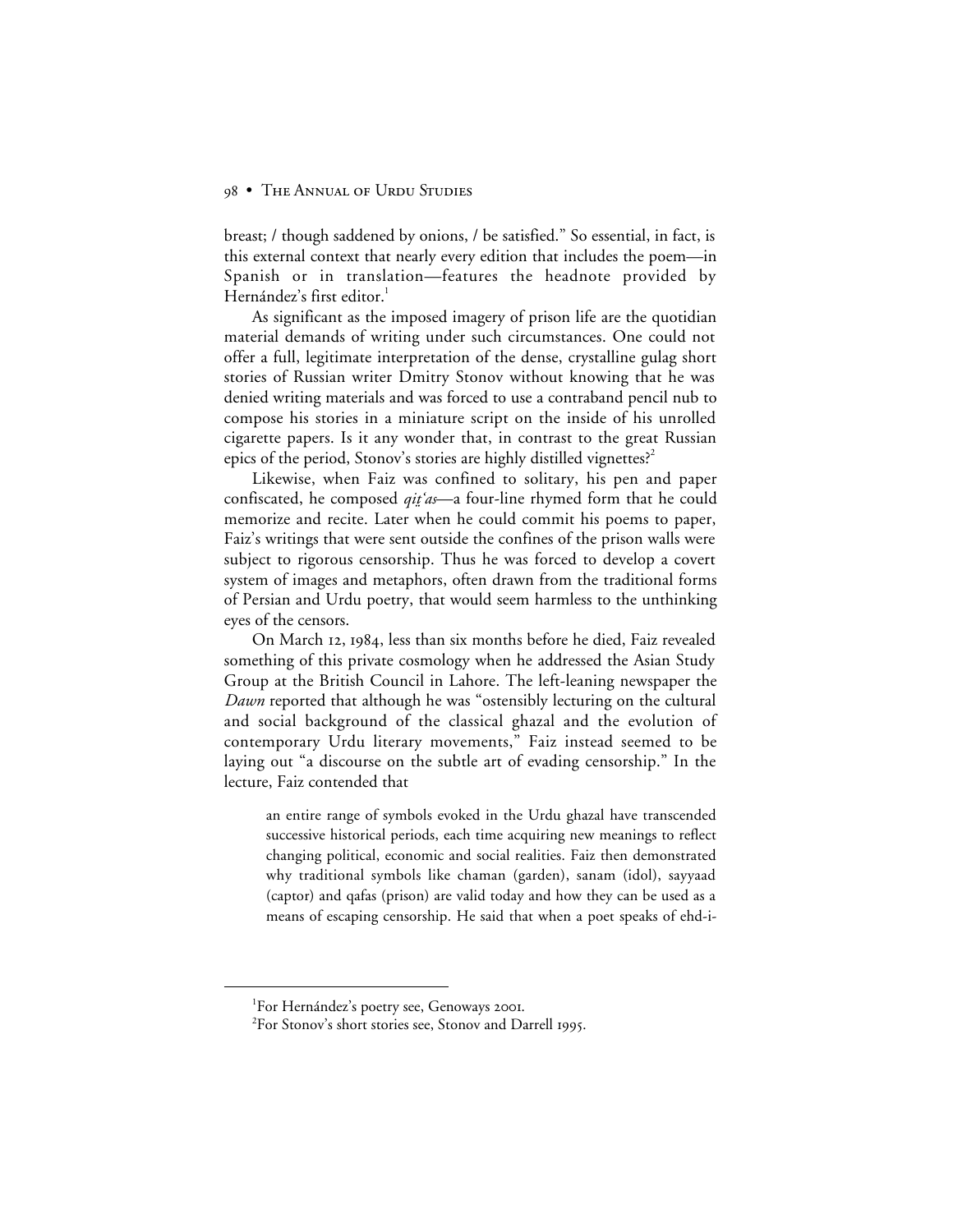breast; / though saddened by onions, / be satisfied." So essential, in fact, is this external context that nearly every edition that includes the poem—in Spanish or in translation—features the headnote provided by Hernández's first editor.[1]

As significant as the imposed imagery of prison life are the quotidian material demands of writing under such circumstances. One could not offer a full, legitimate interpretation of the dense, crystalline gulag short stories of Russian writer Dmitry Stonov without knowing that he was denied writing materials and was forced to use a contraband pencil nub to compose his stories in a miniature script on the inside of his unrolled cigarette papers. Is it any wonder that, in contrast to the great Russian epics of the period, Stonov's stories are highly distilled vignettes?[2]

Likewise, when Faiz was confined to solitary, his pen and paper confiscated, he composed *qiṭ'as*—a four-line rhymed form that he could memorize and recite. Later when he could commit his poems to paper, Faiz's writings that were sent outside the confines of the prison walls were subject to rigorous censorship. Thus he was forced to develop a covert system of images and metaphors, often drawn from the traditional forms of Persian and Urdu poetry, that would seem harmless to the unthinking eyes of the censors.

On March 12, 1984, less than six months before he died, Faiz revealed something of this private cosmology when he addressed the Asian Study Group at the British Council in Lahore. The left-leaning newspaper the *Dawn* reported that although he was "ostensibly lecturing on the cultural and social background of the classical ghazal and the evolution of contemporary Urdu literary movements," Faiz instead seemed to be laying out "a discourse on the subtle art of evading censorship." In the lecture, Faiz contended that

> an entire range of symbols evoked in the Urdu ghazal have transcended successive historical periods, each time acquiring new meanings to reflect changing political, economic and social realities. Faiz then demonstrated why traditional symbols like chaman (garden), sanam (idol), sayyaad (captor) and qafas (prison) are valid today and how they can be used as a means of escaping censorship. He said that when a poet speaks of ehd-i-

---

[1] For Hernández's poetry see, Genoways 2001.

[2] For Stonov's short stories see, Stonov and Darrell 1995.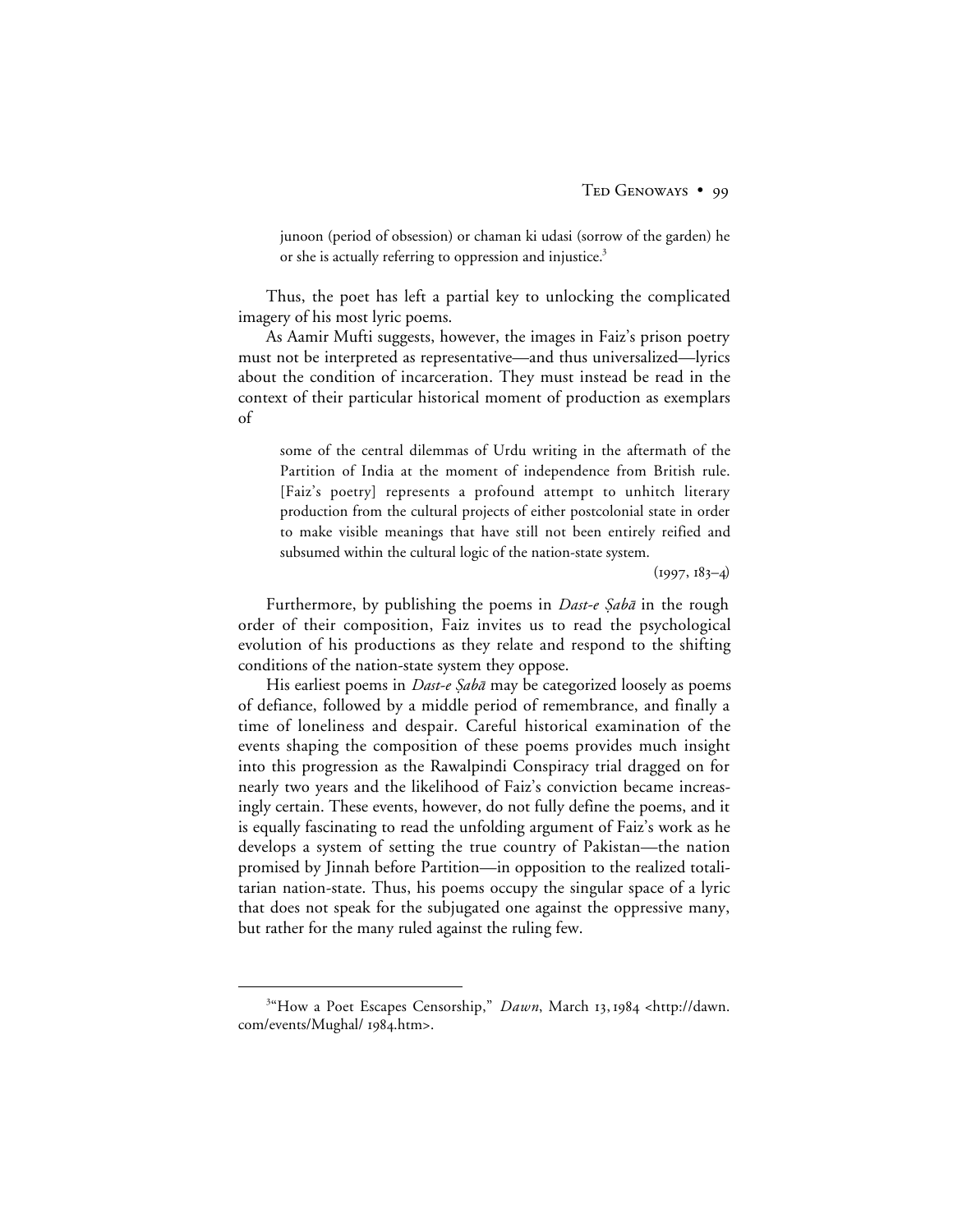> junoon (period of obsession) or chaman ki udasi (sorrow of the garden) he or she is actually referring to oppression and injustice.[3]

Thus, the poet has left a partial key to unlocking the complicated imagery of his most lyric poems.

As Aamir Mufti suggests, however, the images in Faiz's prison poetry must not be interpreted as representative—and thus universalized—lyrics about the condition of incarceration. They must instead be read in the context of their particular historical moment of production as exemplars of

> some of the central dilemmas of Urdu writing in the aftermath of the Partition of India at the moment of independence from British rule. [Faiz's poetry] represents a profound attempt to unhitch literary production from the cultural projects of either postcolonial state in order to make visible meanings that have still not been entirely reified and subsumed within the cultural logic of the nation-state system.
>
> (1997, 183–4)

Furthermore, by publishing the poems in *Dast-e Ṣabā* in the rough order of their composition, Faiz invites us to read the psychological evolution of his productions as they relate and respond to the shifting conditions of the nation-state system they oppose.

His earliest poems in *Dast-e Ṣabā* may be categorized loosely as poems of defiance, followed by a middle period of remembrance, and finally a time of loneliness and despair. Careful historical examination of the events shaping the composition of these poems provides much insight into this progression as the Rawalpindi Conspiracy trial dragged on for nearly two years and the likelihood of Faiz's conviction became increasingly certain. These events, however, do not fully define the poems, and it is equally fascinating to read the unfolding argument of Faiz's work as he develops a system of setting the true country of Pakistan—the nation promised by Jinnah before Partition—in opposition to the realized totalitarian nation-state. Thus, his poems occupy the singular space of a lyric that does not speak for the subjugated one against the oppressive many, but rather for the many ruled against the ruling few.

---

[3] "How a Poet Escapes Censorship," *Dawn*, March 13, 1984 <http://dawn.com/events/Mughal/ 1984.htm>.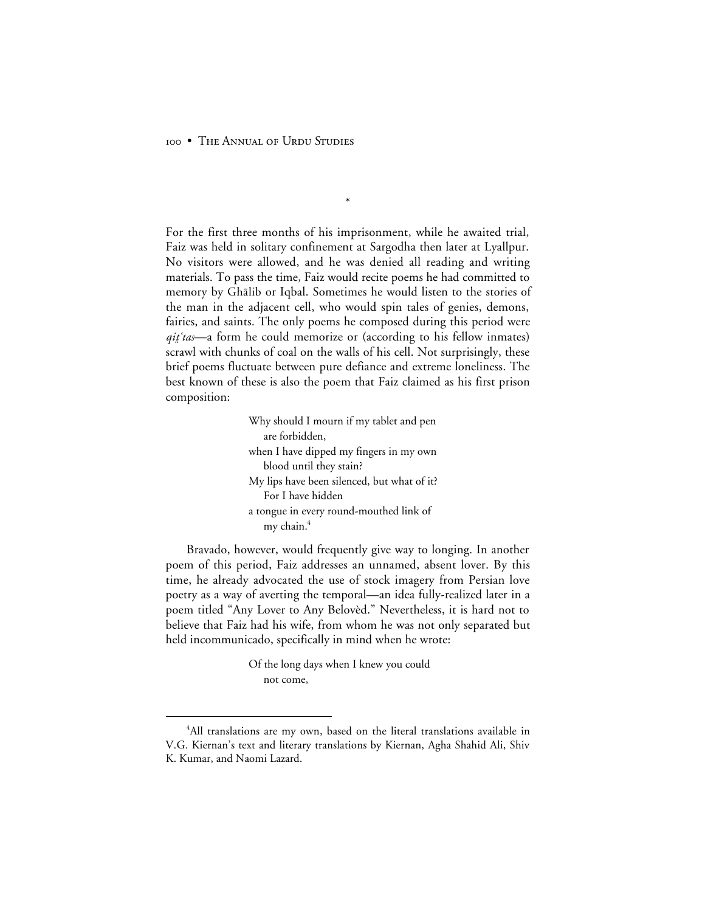*

For the first three months of his imprisonment, while he awaited trial, Faiz was held in solitary confinement at Sargodha then later at Lyallpur. No visitors were allowed, and he was denied all reading and writing materials. To pass the time, Faiz would recite poems he had committed to memory by Ghālib or Iqbal. Sometimes he would listen to the stories of the man in the adjacent cell, who would spin tales of genies, demons, fairies, and saints. The only poems he composed during this period were *qiṭ'tas*—a form he could memorize or (according to his fellow inmates) scrawl with chunks of coal on the walls of his cell. Not surprisingly, these brief poems fluctuate between pure defiance and extreme loneliness. The best known of these is also the poem that Faiz claimed as his first prison composition:

> Why should I mourn if my tablet and pen
> are forbidden,
> when I have dipped my fingers in my own
> blood until they stain?
> My lips have been silenced, but what of it?
> For I have hidden
> a tongue in every round-mouthed link of
> my chain.[4]

Bravado, however, would frequently give way to longing. In another poem of this period, Faiz addresses an unnamed, absent lover. By this time, he already advocated the use of stock imagery from Persian love poetry as a way of averting the temporal—an idea fully-realized later in a poem titled "Any Lover to Any Belovèd." Nevertheless, it is hard not to believe that Faiz had his wife, from whom he was not only separated but held incommunicado, specifically in mind when he wrote:

> Of the long days when I knew you could
> not come,

[4]All translations are my own, based on the literal translations available in V.G. Kiernan's text and literary translations by Kiernan, Agha Shahid Ali, Shiv K. Kumar, and Naomi Lazard.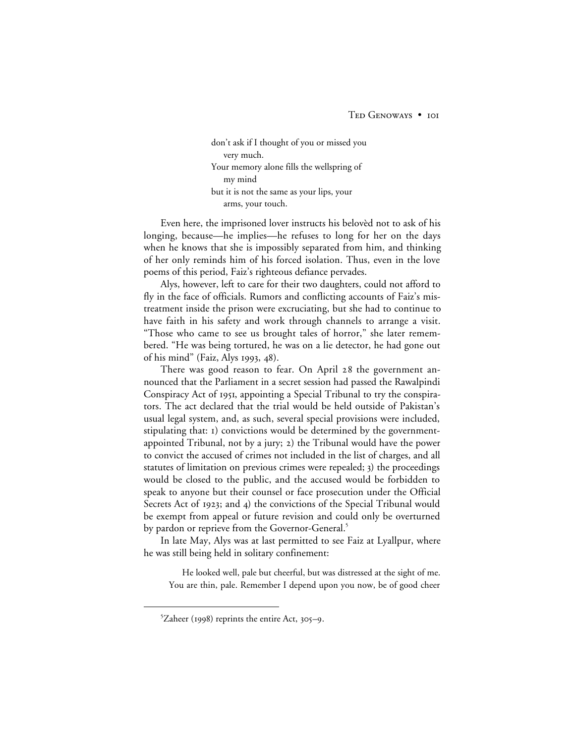don't ask if I thought of you or missed you
 very much.
Your memory alone fills the wellspring of
 my mind
but it is not the same as your lips, your
 arms, your touch.

Even here, the imprisoned lover instructs his belovèd not to ask of his longing, because—he implies—he refuses to long for her on the days when he knows that she is impossibly separated from him, and thinking of her only reminds him of his forced isolation. Thus, even in the love poems of this period, Faiz's righteous defiance pervades.

Alys, however, left to care for their two daughters, could not afford to fly in the face of officials. Rumors and conflicting accounts of Faiz's mistreatment inside the prison were excruciating, but she had to continue to have faith in his safety and work through channels to arrange a visit. "Those who came to see us brought tales of horror," she later remembered. "He was being tortured, he was on a lie detector, he had gone out of his mind" (Faiz, Alys 1993, 48).

There was good reason to fear. On April 28 the government announced that the Parliament in a secret session had passed the Rawalpindi Conspiracy Act of 1951, appointing a Special Tribunal to try the conspirators. The act declared that the trial would be held outside of Pakistan's usual legal system, and, as such, several special provisions were included, stipulating that: 1) convictions would be determined by the government-appointed Tribunal, not by a jury; 2) the Tribunal would have the power to convict the accused of crimes not included in the list of charges, and all statutes of limitation on previous crimes were repealed; 3) the proceedings would be closed to the public, and the accused would be forbidden to speak to anyone but their counsel or face prosecution under the Official Secrets Act of 1923; and 4) the convictions of the Special Tribunal would be exempt from appeal or future revision and could only be overturned by pardon or reprieve from the Governor-General.[5]

In late May, Alys was at last permitted to see Faiz at Lyallpur, where he was still being held in solitary confinement:

> He looked well, pale but cheerful, but was distressed at the sight of me. You are thin, pale. Remember I depend upon you now, be of good cheer

[5] Zaheer (1998) reprints the entire Act, 305–9.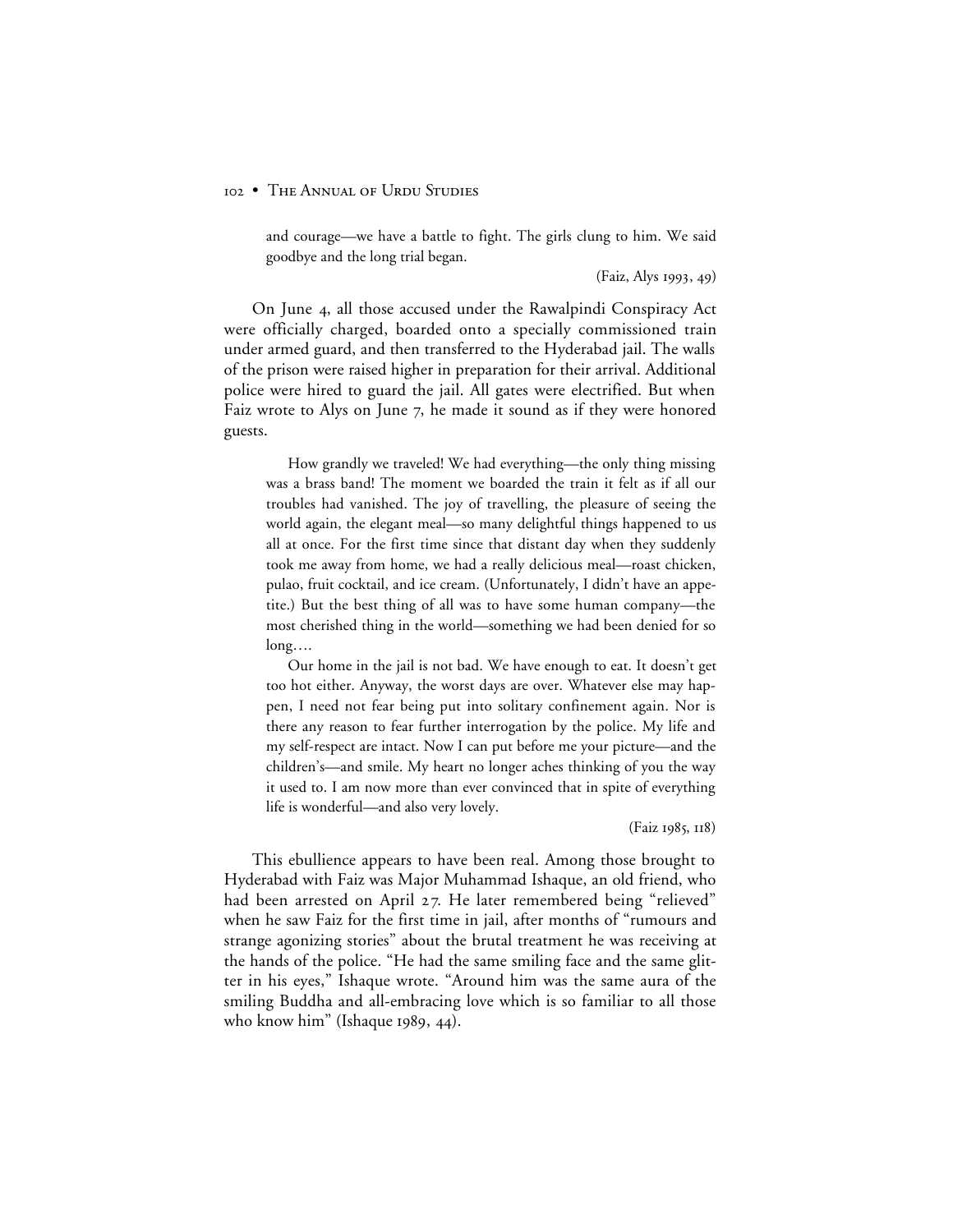> and courage—we have a battle to fight. The girls clung to him. We said goodbye and the long trial began.
>
> (Faiz, Alys 1993, 49)

On June 4, all those accused under the Rawalpindi Conspiracy Act were officially charged, boarded onto a specially commissioned train under armed guard, and then transferred to the Hyderabad jail. The walls of the prison were raised higher in preparation for their arrival. Additional police were hired to guard the jail. All gates were electrified. But when Faiz wrote to Alys on June 7, he made it sound as if they were honored guests.

> How grandly we traveled! We had everything—the only thing missing was a brass band! The moment we boarded the train it felt as if all our troubles had vanished. The joy of travelling, the pleasure of seeing the world again, the elegant meal—so many delightful things happened to us all at once. For the first time since that distant day when they suddenly took me away from home, we had a really delicious meal—roast chicken, pulao, fruit cocktail, and ice cream. (Unfortunately, I didn't have an appetite.) But the best thing of all was to have some human company—the most cherished thing in the world—something we had been denied for so long….
>
> Our home in the jail is not bad. We have enough to eat. It doesn't get too hot either. Anyway, the worst days are over. Whatever else may happen, I need not fear being put into solitary confinement again. Nor is there any reason to fear further interrogation by the police. My life and my self-respect are intact. Now I can put before me your picture—and the children's—and smile. My heart no longer aches thinking of you the way it used to. I am now more than ever convinced that in spite of everything life is wonderful—and also very lovely.
>
> (Faiz 1985, 118)

This ebullience appears to have been real. Among those brought to Hyderabad with Faiz was Major Muhammad Ishaque, an old friend, who had been arrested on April 27. He later remembered being "relieved" when he saw Faiz for the first time in jail, after months of "rumours and strange agonizing stories" about the brutal treatment he was receiving at the hands of the police. "He had the same smiling face and the same glitter in his eyes," Ishaque wrote. "Around him was the same aura of the smiling Buddha and all-embracing love which is so familiar to all those who know him" (Ishaque 1989, 44).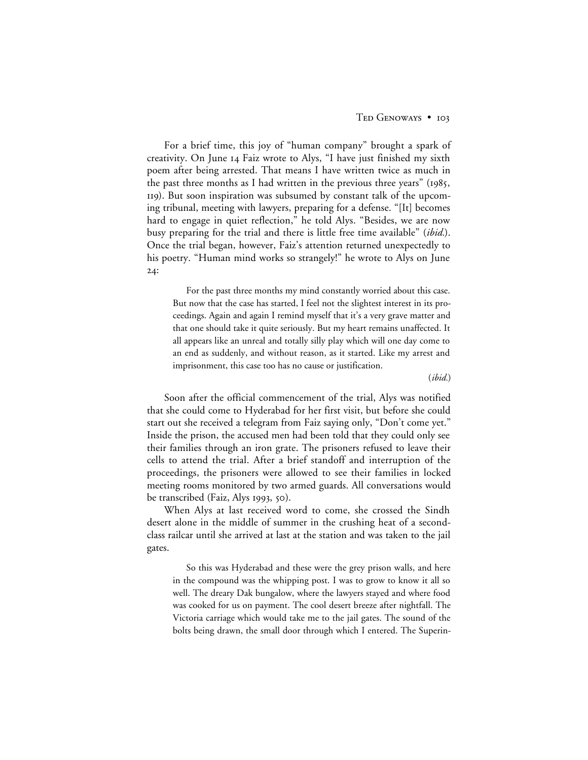For a brief time, this joy of "human company" brought a spark of creativity. On June 14 Faiz wrote to Alys, "I have just finished my sixth poem after being arrested. That means I have written twice as much in the past three months as I had written in the previous three years" (1985, 119). But soon inspiration was subsumed by constant talk of the upcoming tribunal, meeting with lawyers, preparing for a defense. "[It] becomes hard to engage in quiet reflection," he told Alys. "Besides, we are now busy preparing for the trial and there is little free time available" (*ibid.*). Once the trial began, however, Faiz's attention returned unexpectedly to his poetry. "Human mind works so strangely!" he wrote to Alys on June 24:

> For the past three months my mind constantly worried about this case. But now that the case has started, I feel not the slightest interest in its proceedings. Again and again I remind myself that it's a very grave matter and that one should take it quite seriously. But my heart remains unaffected. It all appears like an unreal and totally silly play which will one day come to an end as suddenly, and without reason, as it started. Like my arrest and imprisonment, this case too has no cause or justification.
>
> (*ibid.*)

Soon after the official commencement of the trial, Alys was notified that she could come to Hyderabad for her first visit, but before she could start out she received a telegram from Faiz saying only, "Don't come yet." Inside the prison, the accused men had been told that they could only see their families through an iron grate. The prisoners refused to leave their cells to attend the trial. After a brief standoff and interruption of the proceedings, the prisoners were allowed to see their families in locked meeting rooms monitored by two armed guards. All conversations would be transcribed (Faiz, Alys 1993, 50).

When Alys at last received word to come, she crossed the Sindh desert alone in the middle of summer in the crushing heat of a second-class railcar until she arrived at last at the station and was taken to the jail gates.

> So this was Hyderabad and these were the grey prison walls, and here in the compound was the whipping post. I was to grow to know it all so well. The dreary Dak bungalow, where the lawyers stayed and where food was cooked for us on payment. The cool desert breeze after nightfall. The Victoria carriage which would take me to the jail gates. The sound of the bolts being drawn, the small door through which I entered. The Superin-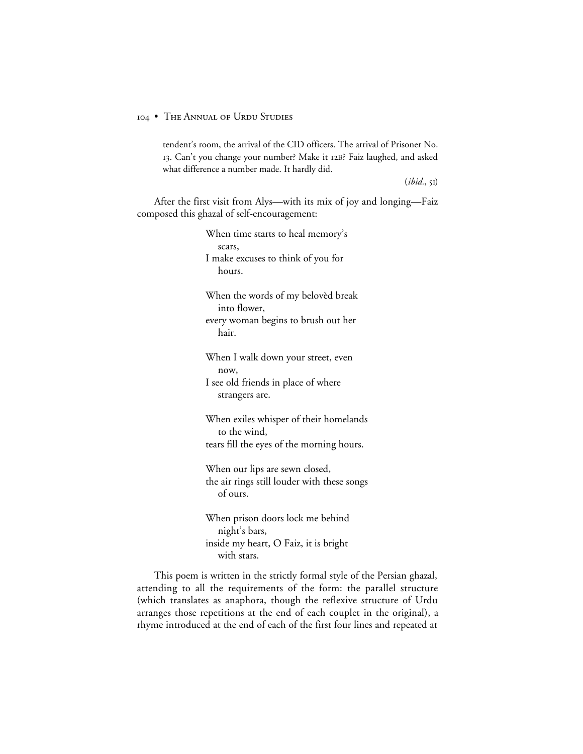tendent's room, the arrival of the CID officers. The arrival of Prisoner No. 13. Can't you change your number? Make it 12B? Faiz laughed, and asked what difference a number made. It hardly did.

(*ibid.*, 51)

After the first visit from Alys—with its mix of joy and longing—Faiz composed this ghazal of self-encouragement:

> When time starts to heal memory's
> scars,
> I make excuses to think of you for
> hours.
>
> When the words of my belovèd break
> into flower,
> every woman begins to brush out her
> hair.
>
> When I walk down your street, even
> now,
> I see old friends in place of where
> strangers are.
>
> When exiles whisper of their homelands
> to the wind,
> tears fill the eyes of the morning hours.
>
> When our lips are sewn closed,
> the air rings still louder with these songs
> of ours.
>
> When prison doors lock me behind
> night's bars,
> inside my heart, O Faiz, it is bright
> with stars.

This poem is written in the strictly formal style of the Persian ghazal, attending to all the requirements of the form: the parallel structure (which translates as anaphora, though the reflexive structure of Urdu arranges those repetitions at the end of each couplet in the original), a rhyme introduced at the end of each of the first four lines and repeated at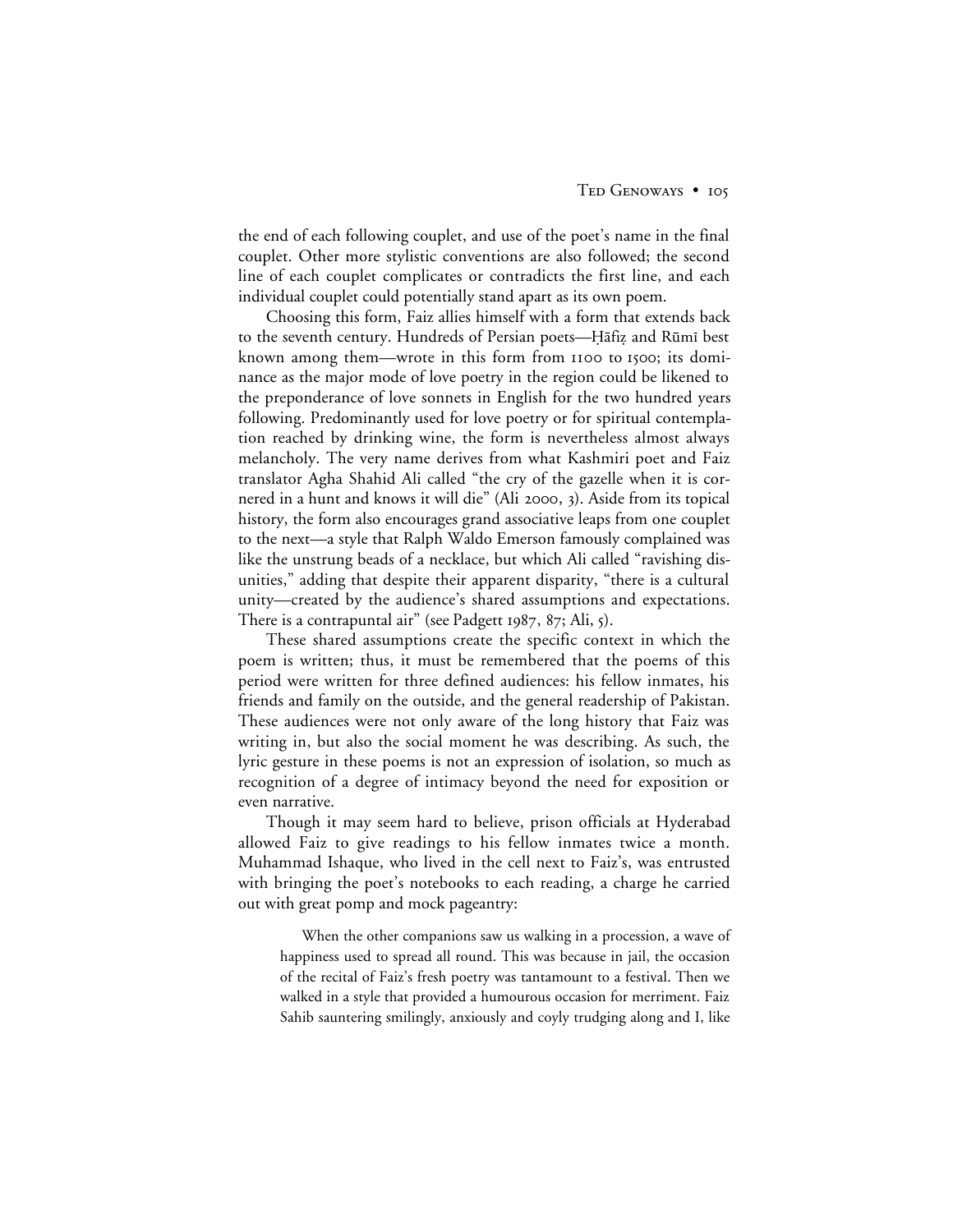the end of each following couplet, and use of the poet's name in the final couplet. Other more stylistic conventions are also followed; the second line of each couplet complicates or contradicts the first line, and each individual couplet could potentially stand apart as its own poem.

Choosing this form, Faiz allies himself with a form that extends back to the seventh century. Hundreds of Persian poets—Ḥāfiẓ and Rūmī best known among them—wrote in this form from 1100 to 1500; its dominance as the major mode of love poetry in the region could be likened to the preponderance of love sonnets in English for the two hundred years following. Predominantly used for love poetry or for spiritual contemplation reached by drinking wine, the form is nevertheless almost always melancholy. The very name derives from what Kashmiri poet and Faiz translator Agha Shahid Ali called "the cry of the gazelle when it is cornered in a hunt and knows it will die" (Ali 2000, 3). Aside from its topical history, the form also encourages grand associative leaps from one couplet to the next—a style that Ralph Waldo Emerson famously complained was like the unstrung beads of a necklace, but which Ali called "ravishing disunities," adding that despite their apparent disparity, "there is a cultural unity—created by the audience's shared assumptions and expectations. There is a contrapuntal air" (see Padgett 1987, 87; Ali, 5).

These shared assumptions create the specific context in which the poem is written; thus, it must be remembered that the poems of this period were written for three defined audiences: his fellow inmates, his friends and family on the outside, and the general readership of Pakistan. These audiences were not only aware of the long history that Faiz was writing in, but also the social moment he was describing. As such, the lyric gesture in these poems is not an expression of isolation, so much as recognition of a degree of intimacy beyond the need for exposition or even narrative.

Though it may seem hard to believe, prison officials at Hyderabad allowed Faiz to give readings to his fellow inmates twice a month. Muhammad Ishaque, who lived in the cell next to Faiz's, was entrusted with bringing the poet's notebooks to each reading, a charge he carried out with great pomp and mock pageantry:

> When the other companions saw us walking in a procession, a wave of happiness used to spread all round. This was because in jail, the occasion of the recital of Faiz's fresh poetry was tantamount to a festival. Then we walked in a style that provided a humourous occasion for merriment. Faiz Sahib sauntering smilingly, anxiously and coyly trudging along and I, like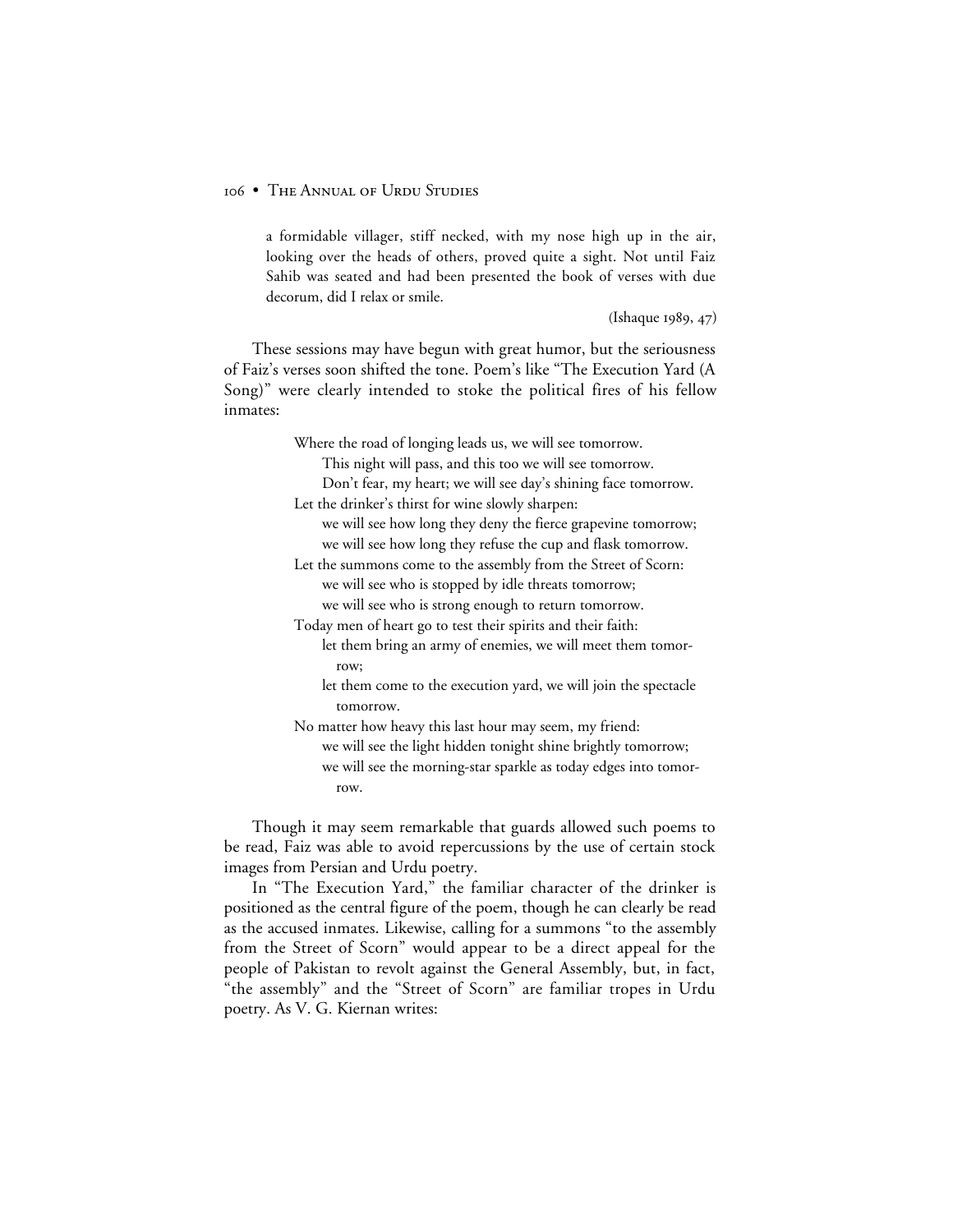> a formidable villager, stiff necked, with my nose high up in the air, looking over the heads of others, proved quite a sight. Not until Faiz Sahib was seated and had been presented the book of verses with due decorum, did I relax or smile.
>
> (Ishaque 1989, 47)

These sessions may have begun with great humor, but the seriousness of Faiz's verses soon shifted the tone. Poem's like "The Execution Yard (A Song)" were clearly intended to stoke the political fires of his fellow inmates:

> Where the road of longing leads us, we will see tomorrow.
> This night will pass, and this too we will see tomorrow.
> Don't fear, my heart; we will see day's shining face tomorrow.
> Let the drinker's thirst for wine slowly sharpen:
> we will see how long they deny the fierce grapevine tomorrow;
> we will see how long they refuse the cup and flask tomorrow.
> Let the summons come to the assembly from the Street of Scorn:
> we will see who is stopped by idle threats tomorrow;
> we will see who is strong enough to return tomorrow.
> Today men of heart go to test their spirits and their faith:
> let them bring an army of enemies, we will meet them tomorrow;
> let them come to the execution yard, we will join the spectacle tomorrow.
> No matter how heavy this last hour may seem, my friend:
> we will see the light hidden tonight shine brightly tomorrow;
> we will see the morning-star sparkle as today edges into tomorrow.

Though it may seem remarkable that guards allowed such poems to be read, Faiz was able to avoid repercussions by the use of certain stock images from Persian and Urdu poetry.

In "The Execution Yard," the familiar character of the drinker is positioned as the central figure of the poem, though he can clearly be read as the accused inmates. Likewise, calling for a summons "to the assembly from the Street of Scorn" would appear to be a direct appeal for the people of Pakistan to revolt against the General Assembly, but, in fact, "the assembly" and the "Street of Scorn" are familiar tropes in Urdu poetry. As V. G. Kiernan writes: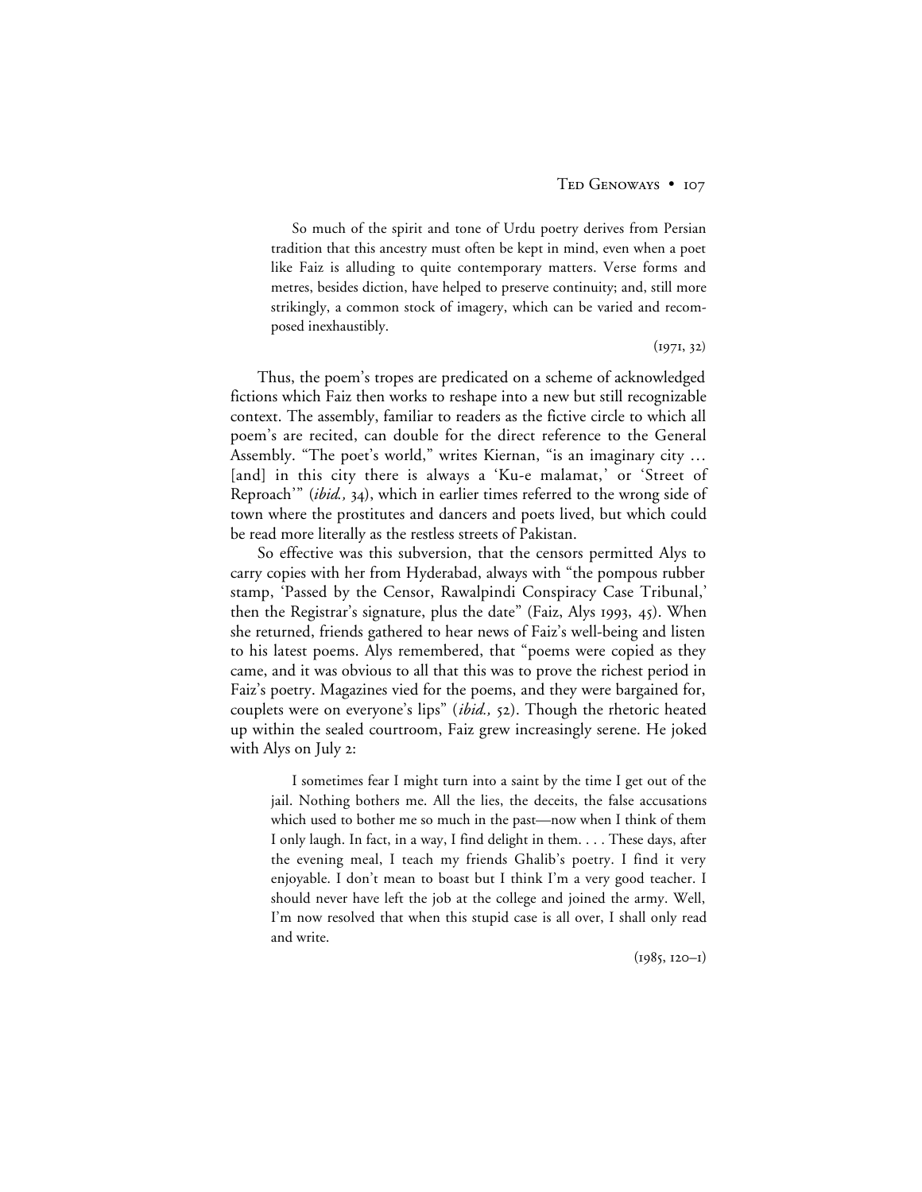> So much of the spirit and tone of Urdu poetry derives from Persian tradition that this ancestry must often be kept in mind, even when a poet like Faiz is alluding to quite contemporary matters. Verse forms and metres, besides diction, have helped to preserve continuity; and, still more strikingly, a common stock of imagery, which can be varied and recomposed inexhaustibly.
>
> (1971, 32)

Thus, the poem's tropes are predicated on a scheme of acknowledged fictions which Faiz then works to reshape into a new but still recognizable context. The assembly, familiar to readers as the fictive circle to which all poem's are recited, can double for the direct reference to the General Assembly. "The poet's world," writes Kiernan, "is an imaginary city … [and] in this city there is always a 'Ku-e malamat,' or 'Street of Reproach'" (*ibid.,* 34), which in earlier times referred to the wrong side of town where the prostitutes and dancers and poets lived, but which could be read more literally as the restless streets of Pakistan.

So effective was this subversion, that the censors permitted Alys to carry copies with her from Hyderabad, always with "the pompous rubber stamp, 'Passed by the Censor, Rawalpindi Conspiracy Case Tribunal,' then the Registrar's signature, plus the date" (Faiz, Alys 1993, 45). When she returned, friends gathered to hear news of Faiz's well-being and listen to his latest poems. Alys remembered, that "poems were copied as they came, and it was obvious to all that this was to prove the richest period in Faiz's poetry. Magazines vied for the poems, and they were bargained for, couplets were on everyone's lips" (*ibid.,* 52). Though the rhetoric heated up within the sealed courtroom, Faiz grew increasingly serene. He joked with Alys on July 2:

> I sometimes fear I might turn into a saint by the time I get out of the jail. Nothing bothers me. All the lies, the deceits, the false accusations which used to bother me so much in the past—now when I think of them I only laugh. In fact, in a way, I find delight in them. . . . These days, after the evening meal, I teach my friends Ghalib's poetry. I find it very enjoyable. I don't mean to boast but I think I'm a very good teacher. I should never have left the job at the college and joined the army. Well, I'm now resolved that when this stupid case is all over, I shall only read and write.
>
> (1985, 120–1)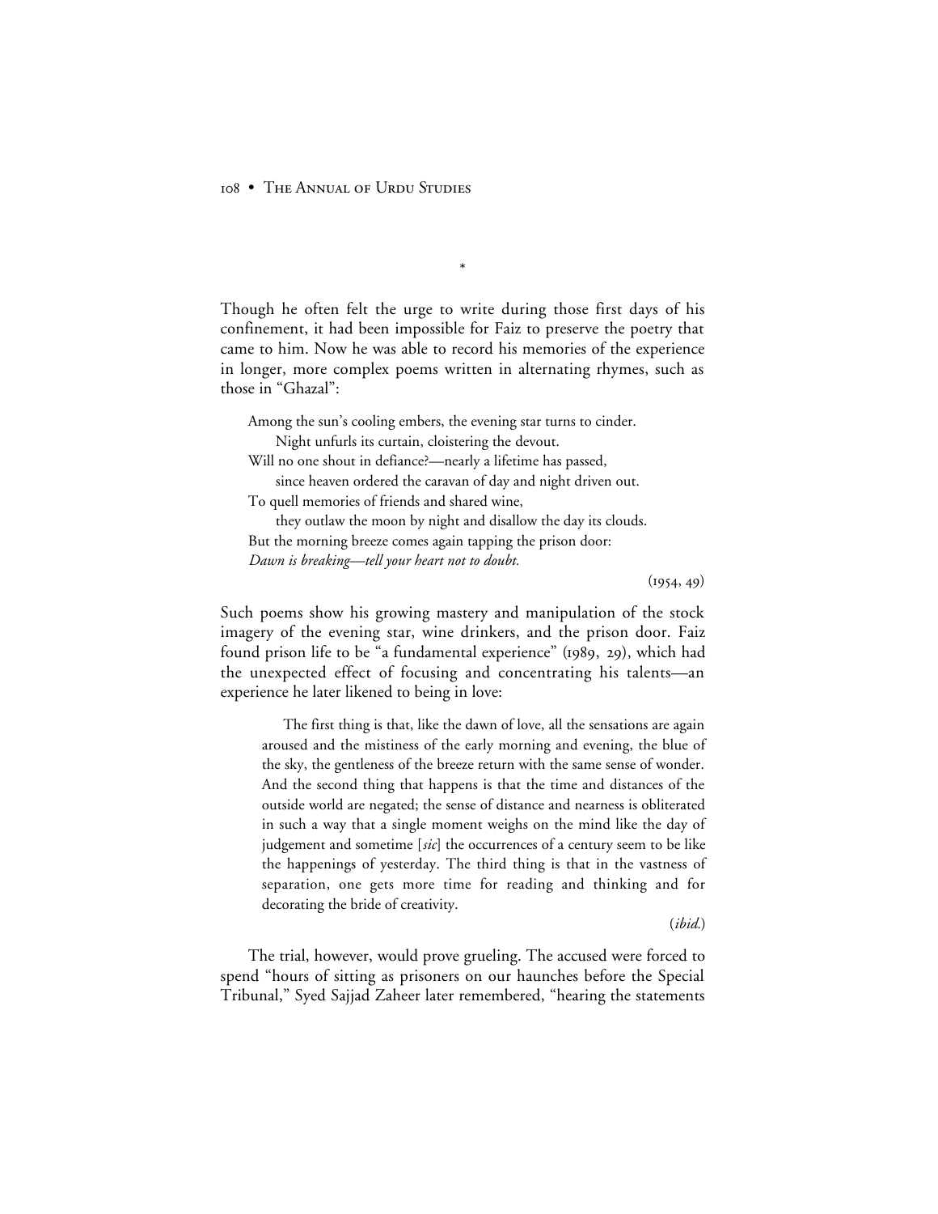\*

Though he often felt the urge to write during those first days of his confinement, it had been impossible for Faiz to preserve the poetry that came to him. Now he was able to record his memories of the experience in longer, more complex poems written in alternating rhymes, such as those in "Ghazal":

> Among the sun's cooling embers, the evening star turns to cinder.
> &nbsp;&nbsp;&nbsp;&nbsp;Night unfurls its curtain, cloistering the devout.
> Will no one shout in defiance?—nearly a lifetime has passed,
> &nbsp;&nbsp;&nbsp;&nbsp;since heaven ordered the caravan of day and night driven out.
> To quell memories of friends and shared wine,
> &nbsp;&nbsp;&nbsp;&nbsp;they outlaw the moon by night and disallow the day its clouds.
> But the morning breeze comes again tapping the prison door:
> *Dawn is breaking—tell your heart not to doubt.*
>
> (1954, 49)

Such poems show his growing mastery and manipulation of the stock imagery of the evening star, wine drinkers, and the prison door. Faiz found prison life to be "a fundamental experience" (1989, 29), which had the unexpected effect of focusing and concentrating his talents—an experience he later likened to being in love:

> The first thing is that, like the dawn of love, all the sensations are again aroused and the mistiness of the early morning and evening, the blue of the sky, the gentleness of the breeze return with the same sense of wonder. And the second thing that happens is that the time and distances of the outside world are negated; the sense of distance and nearness is obliterated in such a way that a single moment weighs on the mind like the day of judgement and sometime [*sic*] the occurrences of a century seem to be like the happenings of yesterday. The third thing is that in the vastness of separation, one gets more time for reading and thinking and for decorating the bride of creativity.
>
> (*ibid.*)

The trial, however, would prove grueling. The accused were forced to spend "hours of sitting as prisoners on our haunches before the Special Tribunal," Syed Sajjad Zaheer later remembered, "hearing the statements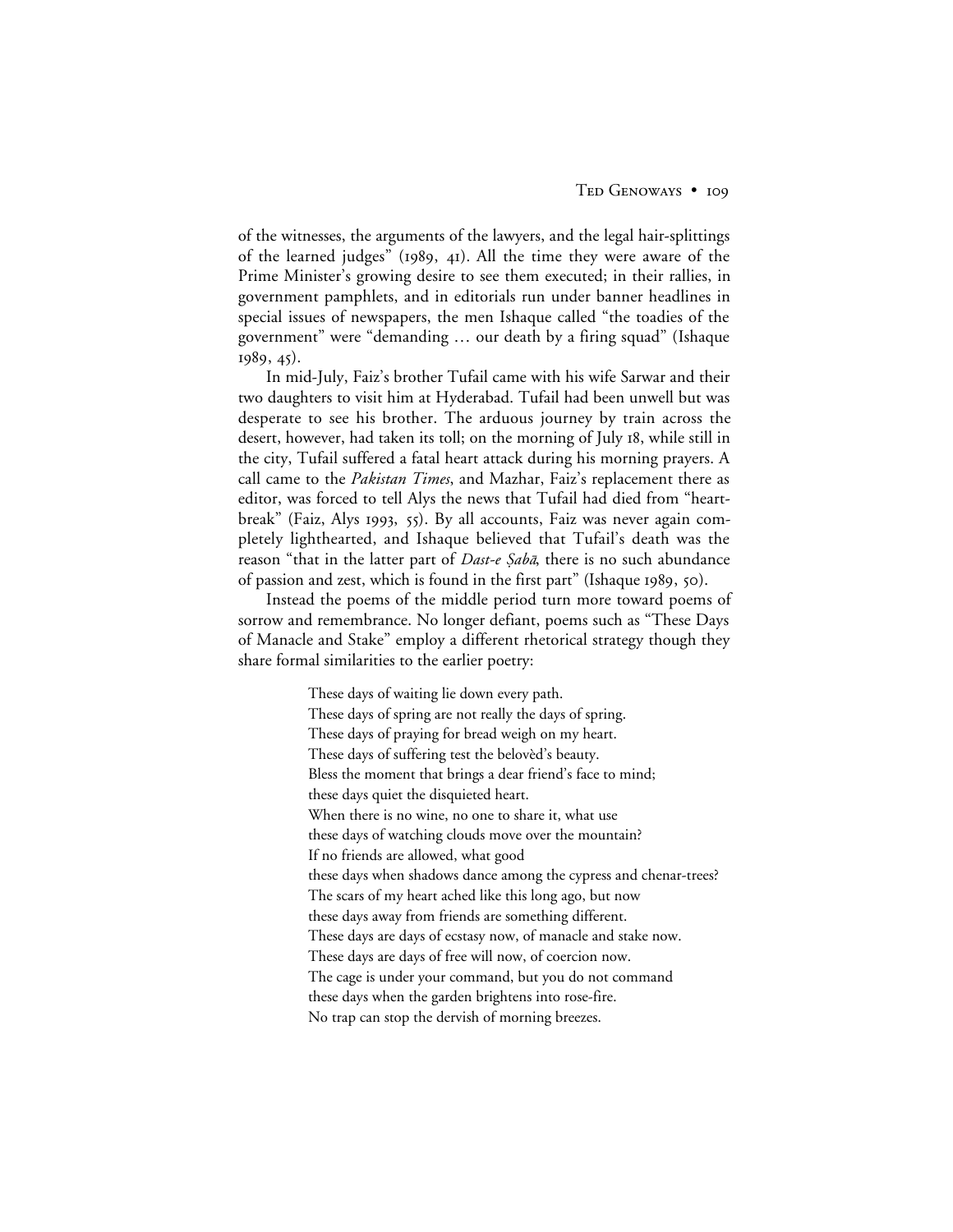of the witnesses, the arguments of the lawyers, and the legal hair-splittings of the learned judges" (1989, 41). All the time they were aware of the Prime Minister's growing desire to see them executed; in their rallies, in government pamphlets, and in editorials run under banner headlines in special issues of newspapers, the men Ishaque called "the toadies of the government" were "demanding … our death by a firing squad" (Ishaque 1989, 45).

In mid-July, Faiz's brother Tufail came with his wife Sarwar and their two daughters to visit him at Hyderabad. Tufail had been unwell but was desperate to see his brother. The arduous journey by train across the desert, however, had taken its toll; on the morning of July 18, while still in the city, Tufail suffered a fatal heart attack during his morning prayers. A call came to the *Pakistan Times*, and Mazhar, Faiz's replacement there as editor, was forced to tell Alys the news that Tufail had died from "heart-break" (Faiz, Alys 1993, 55). By all accounts, Faiz was never again completely lighthearted, and Ishaque believed that Tufail's death was the reason "that in the latter part of *Dast-e Ṣabā*, there is no such abundance of passion and zest, which is found in the first part" (Ishaque 1989, 50).

Instead the poems of the middle period turn more toward poems of sorrow and remembrance. No longer defiant, poems such as "These Days of Manacle and Stake" employ a different rhetorical strategy though they share formal similarities to the earlier poetry:

> These days of waiting lie down every path.
> These days of spring are not really the days of spring.
> These days of praying for bread weigh on my heart.
> These days of suffering test the belovèd's beauty.
> Bless the moment that brings a dear friend's face to mind;
> these days quiet the disquieted heart.
> When there is no wine, no one to share it, what use
> these days of watching clouds move over the mountain?
> If no friends are allowed, what good
> these days when shadows dance among the cypress and chenar-trees?
> The scars of my heart ached like this long ago, but now
> these days away from friends are something different.
> These days are days of ecstasy now, of manacle and stake now.
> These days are days of free will now, of coercion now.
> The cage is under your command, but you do not command
> these days when the garden brightens into rose-fire.
> No trap can stop the dervish of morning breezes.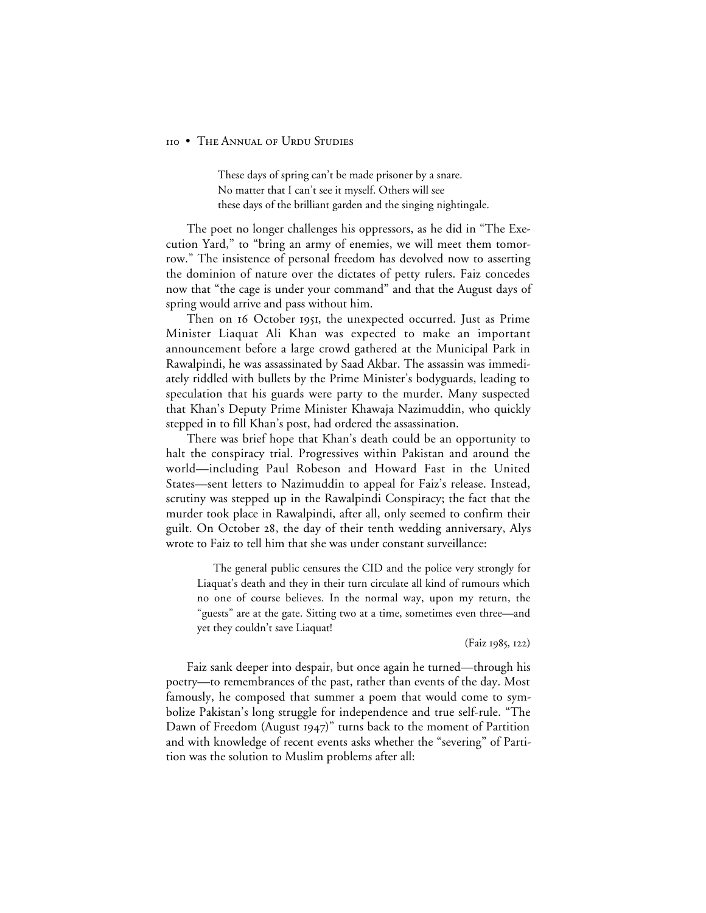> These days of spring can't be made prisoner by a snare.
> No matter that I can't see it myself. Others will see
> these days of the brilliant garden and the singing nightingale.

The poet no longer challenges his oppressors, as he did in "The Execution Yard," to "bring an army of enemies, we will meet them tomorrow." The insistence of personal freedom has devolved now to asserting the dominion of nature over the dictates of petty rulers. Faiz concedes now that "the cage is under your command" and that the August days of spring would arrive and pass without him.

Then on 16 October 1951, the unexpected occurred. Just as Prime Minister Liaquat Ali Khan was expected to make an important announcement before a large crowd gathered at the Municipal Park in Rawalpindi, he was assassinated by Saad Akbar. The assassin was immediately riddled with bullets by the Prime Minister's bodyguards, leading to speculation that his guards were party to the murder. Many suspected that Khan's Deputy Prime Minister Khawaja Nazimuddin, who quickly stepped in to fill Khan's post, had ordered the assassination.

There was brief hope that Khan's death could be an opportunity to halt the conspiracy trial. Progressives within Pakistan and around the world—including Paul Robeson and Howard Fast in the United States—sent letters to Nazimuddin to appeal for Faiz's release. Instead, scrutiny was stepped up in the Rawalpindi Conspiracy; the fact that the murder took place in Rawalpindi, after all, only seemed to confirm their guilt. On October 28, the day of their tenth wedding anniversary, Alys wrote to Faiz to tell him that she was under constant surveillance:

> The general public censures the CID and the police very strongly for Liaquat's death and they in their turn circulate all kind of rumours which no one of course believes. In the normal way, upon my return, the "guests" are at the gate. Sitting two at a time, sometimes even three—and yet they couldn't save Liaquat!
>
> (Faiz 1985, 122)

Faiz sank deeper into despair, but once again he turned—through his poetry—to remembrances of the past, rather than events of the day. Most famously, he composed that summer a poem that would come to symbolize Pakistan's long struggle for independence and true self-rule. "The Dawn of Freedom (August 1947)" turns back to the moment of Partition and with knowledge of recent events asks whether the "severing" of Partition was the solution to Muslim problems after all: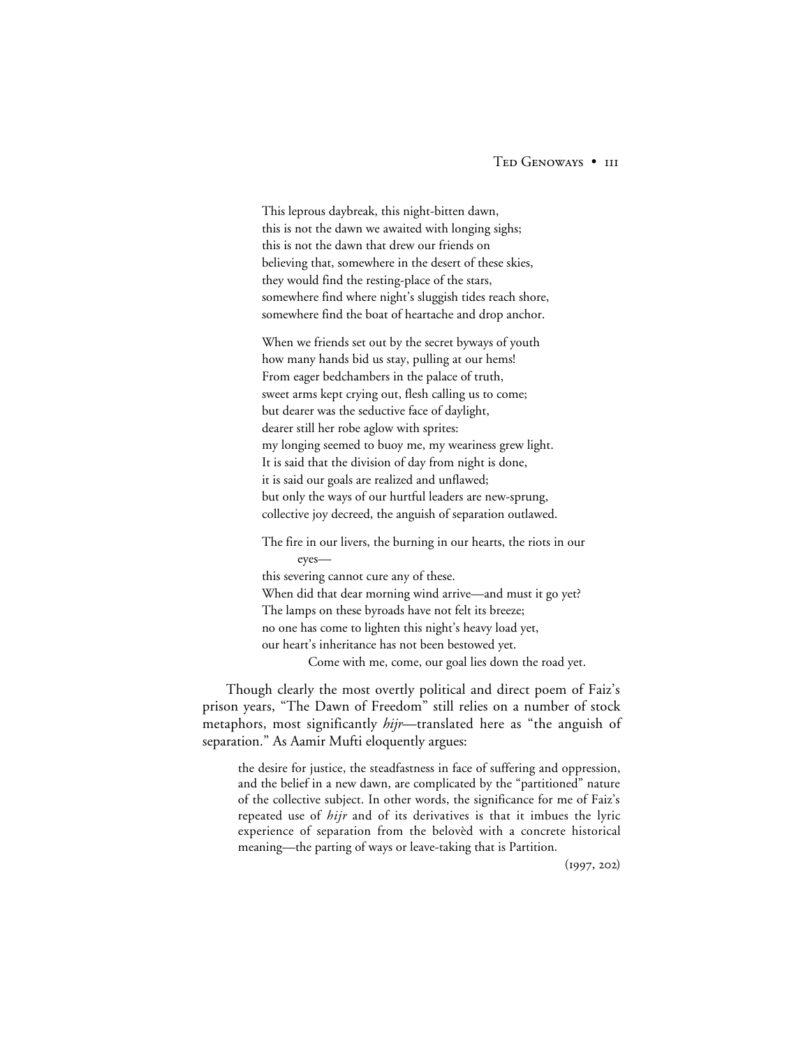This leprous daybreak, this night-bitten dawn,
this is not the dawn we awaited with longing sighs;
this is not the dawn that drew our friends on
believing that, somewhere in the desert of these skies,
they would find the resting-place of the stars,
somewhere find where night's sluggish tides reach shore,
somewhere find the boat of heartache and drop anchor.

When we friends set out by the secret byways of youth
how many hands bid us stay, pulling at our hems!
From eager bedchambers in the palace of truth,
sweet arms kept crying out, flesh calling us to come;
but dearer was the seductive face of daylight,
dearer still her robe aglow with sprites:
my longing seemed to buoy me, my weariness grew light.
It is said that the division of day from night is done,
it is said our goals are realized and unflawed;
but only the ways of our hurtful leaders are new-sprung,
collective joy decreed, the anguish of separation outlawed.

The fire in our livers, the burning in our hearts, the riots in our eyes—
this severing cannot cure any of these.
When did that dear morning wind arrive—and must it go yet?
The lamps on these byroads have not felt its breeze;
no one has come to lighten this night's heavy load yet,
our heart's inheritance has not been bestowed yet.
Come with me, come, our goal lies down the road yet.

Though clearly the most overtly political and direct poem of Faiz's prison years, "The Dawn of Freedom" still relies on a number of stock metaphors, most significantly *hijr*—translated here as "the anguish of separation." As Aamir Mufti eloquently argues:

> the desire for justice, the steadfastness in face of suffering and oppression, and the belief in a new dawn, are complicated by the "partitioned" nature of the collective subject. In other words, the significance for me of Faiz's repeated use of *hijr* and of its derivatives is that it imbues the lyric experience of separation from the belovèd with a concrete historical meaning—the parting of ways or leave-taking that is Partition.
>
> (1997, 202)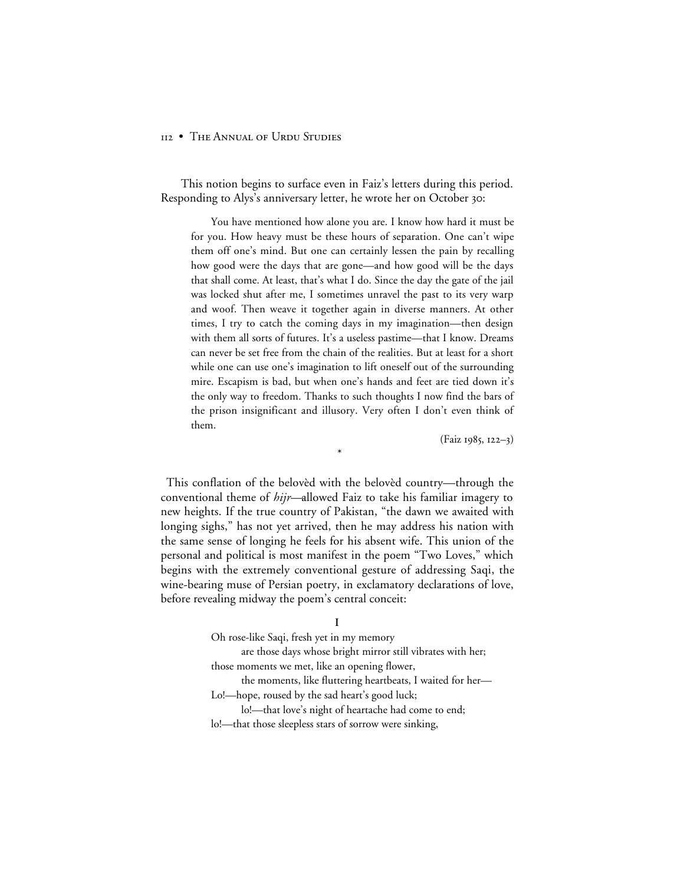This notion begins to surface even in Faiz's letters during this period. Responding to Alys's anniversary letter, he wrote her on October 30:

> You have mentioned how alone you are. I know how hard it must be for you. How heavy must be these hours of separation. One can't wipe them off one's mind. But one can certainly lessen the pain by recalling how good were the days that are gone—and how good will be the days that shall come. At least, that's what I do. Since the day the gate of the jail was locked shut after me, I sometimes unravel the past to its very warp and woof. Then weave it together again in diverse manners. At other times, I try to catch the coming days in my imagination—then design with them all sorts of futures. It's a useless pastime—that I know. Dreams can never be set free from the chain of the realities. But at least for a short while one can use one's imagination to lift oneself out of the surrounding mire. Escapism is bad, but when one's hands and feet are tied down it's the only way to freedom. Thanks to such thoughts I now find the bars of the prison insignificant and illusory. Very often I don't even think of them.
>
> (Faiz 1985, 122–3)

*

This conflation of the belovèd with the belovèd country—through the conventional theme of *hijr*—allowed Faiz to take his familiar imagery to new heights. If the true country of Pakistan, "the dawn we awaited with longing sighs," has not yet arrived, then he may address his nation with the same sense of longing he feels for his absent wife. This union of the personal and political is most manifest in the poem "Two Loves," which begins with the extremely conventional gesture of addressing Saqi, the wine-bearing muse of Persian poetry, in exclamatory declarations of love, before revealing midway the poem's central conceit:

**I**

Oh rose-like Saqi, fresh yet in my memory
    are those days whose bright mirror still vibrates with her;
those moments we met, like an opening flower,
    the moments, like fluttering heartbeats, I waited for her—
Lo!—hope, roused by the sad heart's good luck;
    lo!—that love's night of heartache had come to end;
lo!—that those sleepless stars of sorrow were sinking,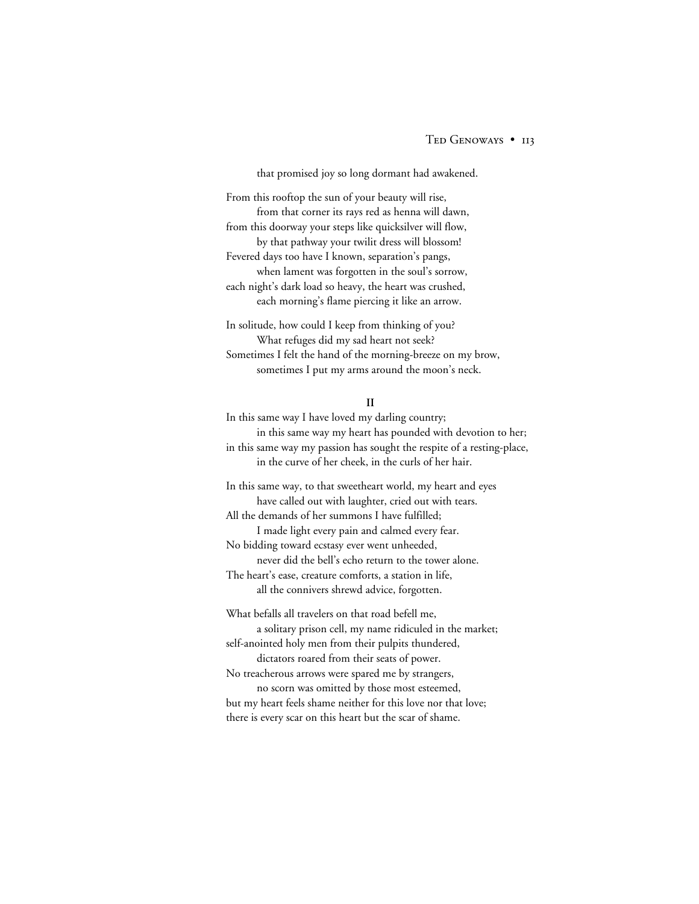that promised joy so long dormant had awakened.

From this rooftop the sun of your beauty will rise,  
from that corner its rays red as henna will dawn,  
from this doorway your steps like quicksilver will flow,  
by that pathway your twilit dress will blossom!  
Fevered days too have I known, separation's pangs,  
when lament was forgotten in the soul's sorrow,  
each night's dark load so heavy, the heart was crushed,  
each morning's flame piercing it like an arrow.

In solitude, how could I keep from thinking of you?  
What refuges did my sad heart not seek?  
Sometimes I felt the hand of the morning-breeze on my brow,  
sometimes I put my arms around the moon's neck.

**II**

In this same way I have loved my darling country;  
in this same way my heart has pounded with devotion to her;  
in this same way my passion has sought the respite of a resting-place,  
in the curve of her cheek, in the curls of her hair.

In this same way, to that sweetheart world, my heart and eyes  
have called out with laughter, cried out with tears.  
All the demands of her summons I have fulfilled;  
I made light every pain and calmed every fear.  
No bidding toward ecstasy ever went unheeded,  
never did the bell's echo return to the tower alone.  
The heart's ease, creature comforts, a station in life,  
all the connivers shrewd advice, forgotten.

What befalls all travelers on that road befell me,  
a solitary prison cell, my name ridiculed in the market;  
self-anointed holy men from their pulpits thundered,  
dictators roared from their seats of power.  
No treacherous arrows were spared me by strangers,  
no scorn was omitted by those most esteemed,  
but my heart feels shame neither for this love nor that love;  
there is every scar on this heart but the scar of shame.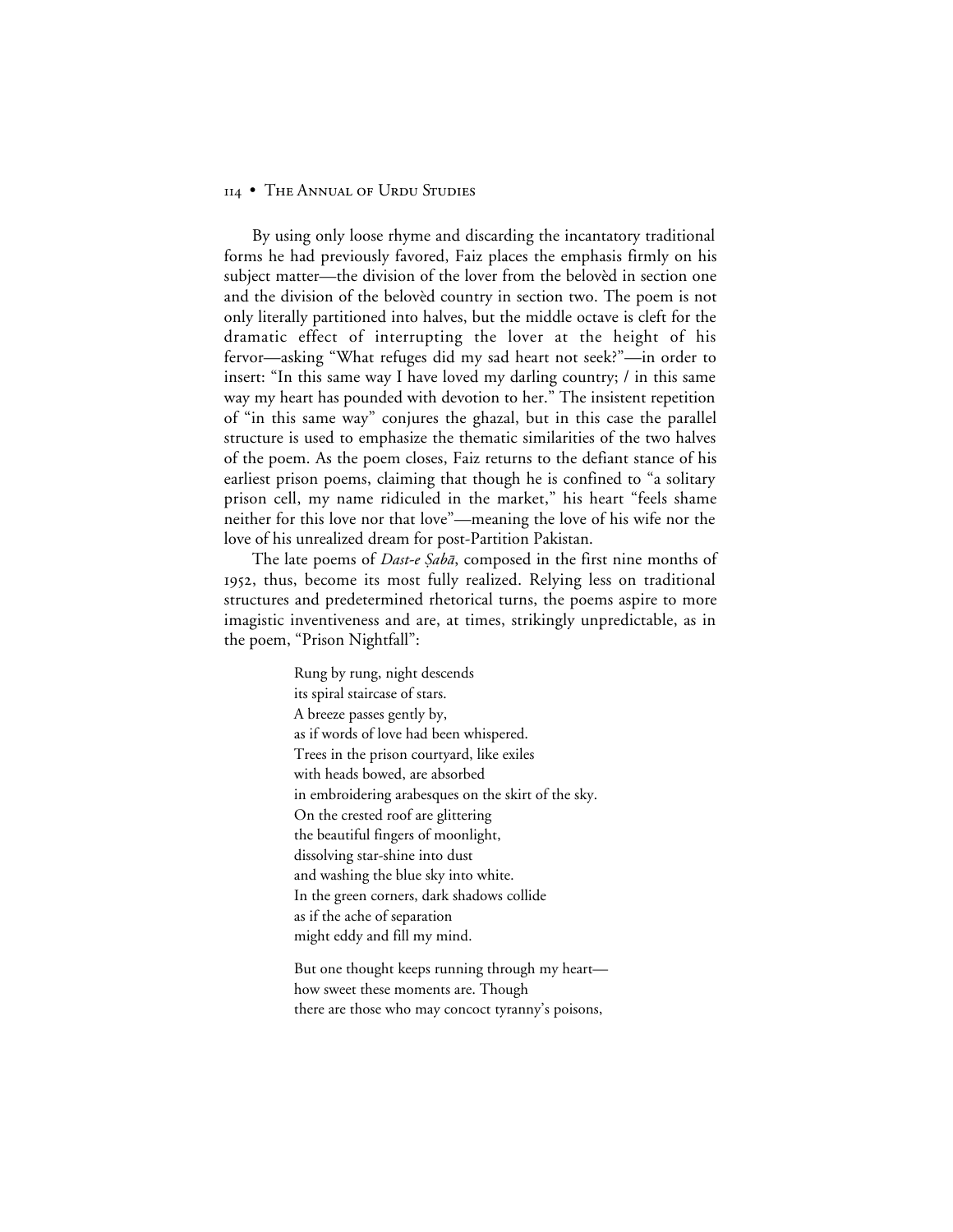By using only loose rhyme and discarding the incantatory traditional forms he had previously favored, Faiz places the emphasis firmly on his subject matter—the division of the lover from the belovèd in section one and the division of the belovèd country in section two. The poem is not only literally partitioned into halves, but the middle octave is cleft for the dramatic effect of interrupting the lover at the height of his fervor—asking "What refuges did my sad heart not seek?"—in order to insert: "In this same way I have loved my darling country; / in this same way my heart has pounded with devotion to her." The insistent repetition of "in this same way" conjures the ghazal, but in this case the parallel structure is used to emphasize the thematic similarities of the two halves of the poem. As the poem closes, Faiz returns to the defiant stance of his earliest prison poems, claiming that though he is confined to "a solitary prison cell, my name ridiculed in the market," his heart "feels shame neither for this love nor that love"—meaning the love of his wife nor the love of his unrealized dream for post-Partition Pakistan.

The late poems of *Dast-e Ṣabā*, composed in the first nine months of 1952, thus, become its most fully realized. Relying less on traditional structures and predetermined rhetorical turns, the poems aspire to more imagistic inventiveness and are, at times, strikingly unpredictable, as in the poem, "Prison Nightfall":

> Rung by rung, night descends
> its spiral staircase of stars.
> A breeze passes gently by,
> as if words of love had been whispered.
> Trees in the prison courtyard, like exiles
> with heads bowed, are absorbed
> in embroidering arabesques on the skirt of the sky.
> On the crested roof are glittering
> the beautiful fingers of moonlight,
> dissolving star-shine into dust
> and washing the blue sky into white.
> In the green corners, dark shadows collide
> as if the ache of separation
> might eddy and fill my mind.
>
> But one thought keeps running through my heart—
> how sweet these moments are. Though
> there are those who may concoct tyranny's poisons,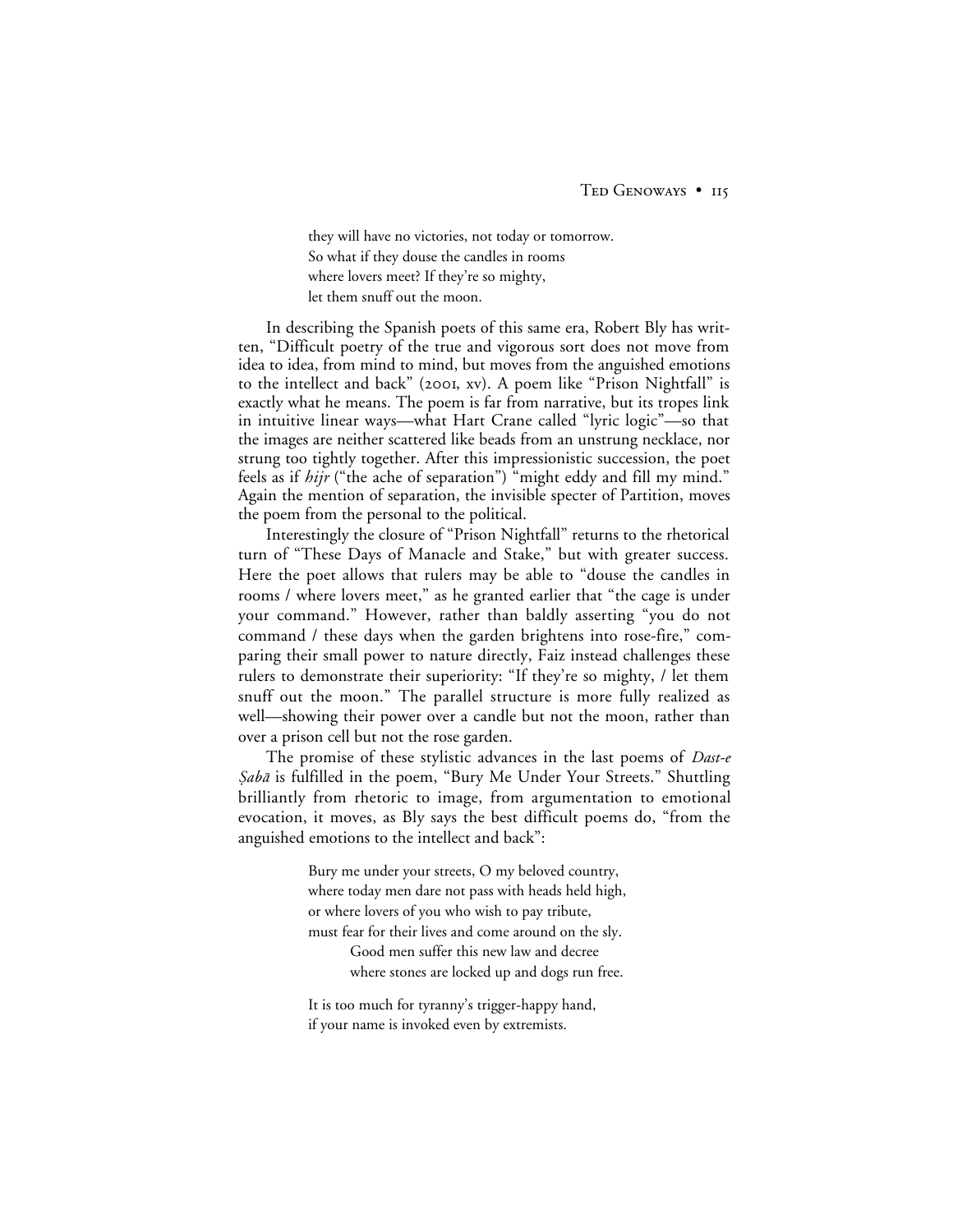> they will have no victories, not today or tomorrow.
> So what if they douse the candles in rooms
> where lovers meet? If they're so mighty,
> let them snuff out the moon.

In describing the Spanish poets of this same era, Robert Bly has written, "Difficult poetry of the true and vigorous sort does not move from idea to idea, from mind to mind, but moves from the anguished emotions to the intellect and back" (2001, xv). A poem like "Prison Nightfall" is exactly what he means. The poem is far from narrative, but its tropes link in intuitive linear ways—what Hart Crane called "lyric logic"—so that the images are neither scattered like beads from an unstrung necklace, nor strung too tightly together. After this impressionistic succession, the poet feels as if *hijr* ("the ache of separation") "might eddy and fill my mind." Again the mention of separation, the invisible specter of Partition, moves the poem from the personal to the political.

Interestingly the closure of "Prison Nightfall" returns to the rhetorical turn of "These Days of Manacle and Stake," but with greater success. Here the poet allows that rulers may be able to "douse the candles in rooms / where lovers meet," as he granted earlier that "the cage is under your command." However, rather than baldly asserting "you do not command / these days when the garden brightens into rose-fire," comparing their small power to nature directly, Faiz instead challenges these rulers to demonstrate their superiority: "If they're so mighty, / let them snuff out the moon." The parallel structure is more fully realized as well—showing their power over a candle but not the moon, rather than over a prison cell but not the rose garden.

The promise of these stylistic advances in the last poems of *Dast-e Ṣabā* is fulfilled in the poem, "Bury Me Under Your Streets." Shuttling brilliantly from rhetoric to image, from argumentation to emotional evocation, it moves, as Bly says the best difficult poems do, "from the anguished emotions to the intellect and back":

> Bury me under your streets, O my beloved country,
> where today men dare not pass with heads held high,
> or where lovers of you who wish to pay tribute,
> must fear for their lives and come around on the sly.
> Good men suffer this new law and decree
> where stones are locked up and dogs run free.
>
> It is too much for tyranny's trigger-happy hand,
> if your name is invoked even by extremists.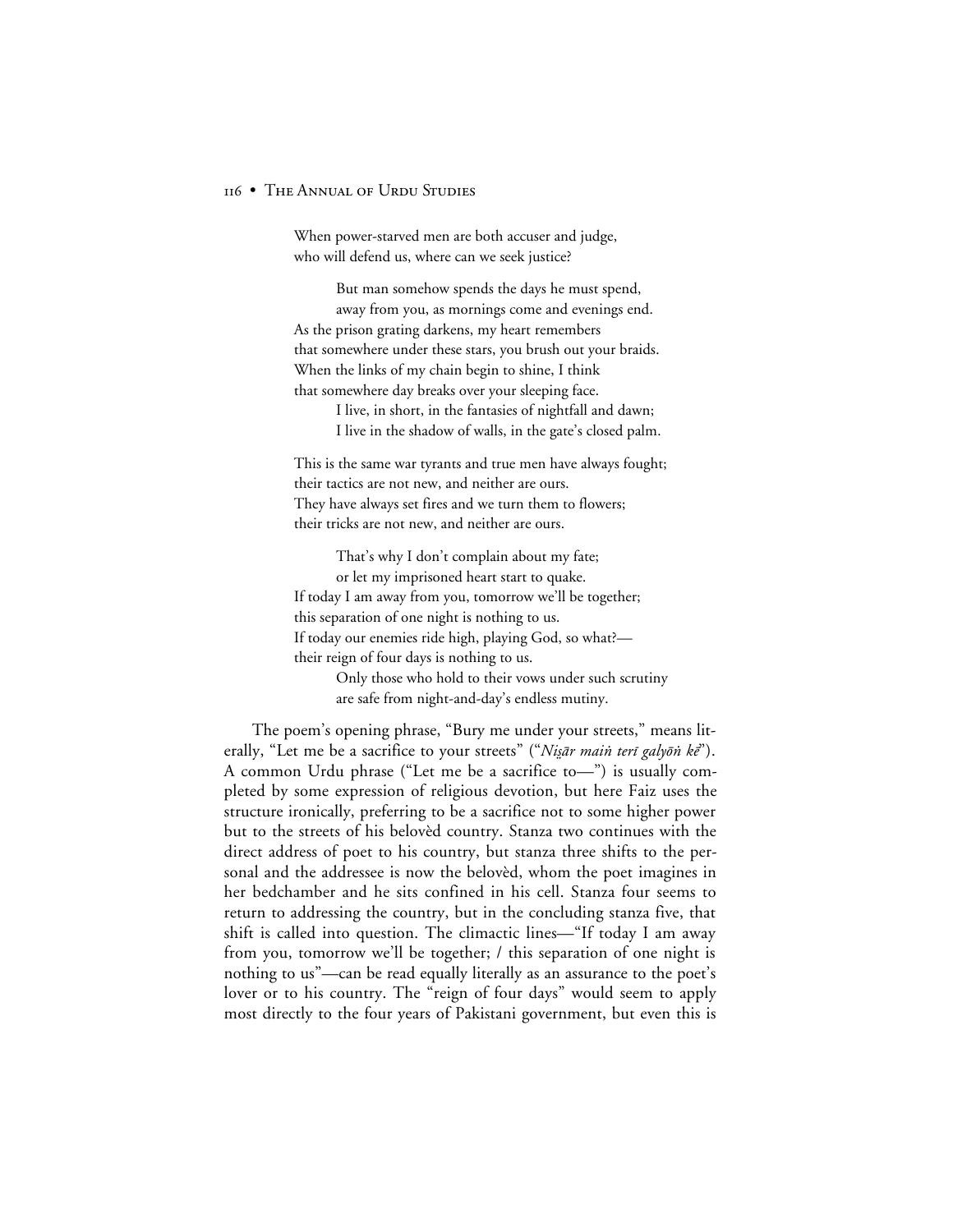When power-starved men are both accuser and judge,  
who will defend us, where can we seek justice?

> But man somehow spends the days he must spend,  
> away from you, as mornings come and evenings end.

As the prison grating darkens, my heart remembers  
that somewhere under these stars, you brush out your braids.  
When the links of my chain begin to shine, I think  
that somewhere day breaks over your sleeping face.

> I live, in short, in the fantasies of nightfall and dawn;  
> I live in the shadow of walls, in the gate's closed palm.

This is the same war tyrants and true men have always fought;  
their tactics are not new, and neither are ours.  
They have always set fires and we turn them to flowers;  
their tricks are not new, and neither are ours.

> That's why I don't complain about my fate;  
> or let my imprisoned heart start to quake.

If today I am away from you, tomorrow we'll be together;  
this separation of one night is nothing to us.  
If today our enemies ride high, playing God, so what?—  
their reign of four days is nothing to us.

> Only those who hold to their vows under such scrutiny  
> are safe from night-and-day's endless mutiny.

The poem's opening phrase, "Bury me under your streets," means literally, "Let me be a sacrifice to your streets" ("*Niṡār maiṅ terī galyōṅ ke*"). A common Urdu phrase ("Let me be a sacrifice to—") is usually completed by some expression of religious devotion, but here Faiz uses the structure ironically, preferring to be a sacrifice not to some higher power but to the streets of his belovèd country. Stanza two continues with the direct address of poet to his country, but stanza three shifts to the personal and the addressee is now the belovèd, whom the poet imagines in her bedchamber and he sits confined in his cell. Stanza four seems to return to addressing the country, but in the concluding stanza five, that shift is called into question. The climactic lines—"If today I am away from you, tomorrow we'll be together; / this separation of one night is nothing to us"—can be read equally literally as an assurance to the poet's lover or to his country. The "reign of four days" would seem to apply most directly to the four years of Pakistani government, but even this is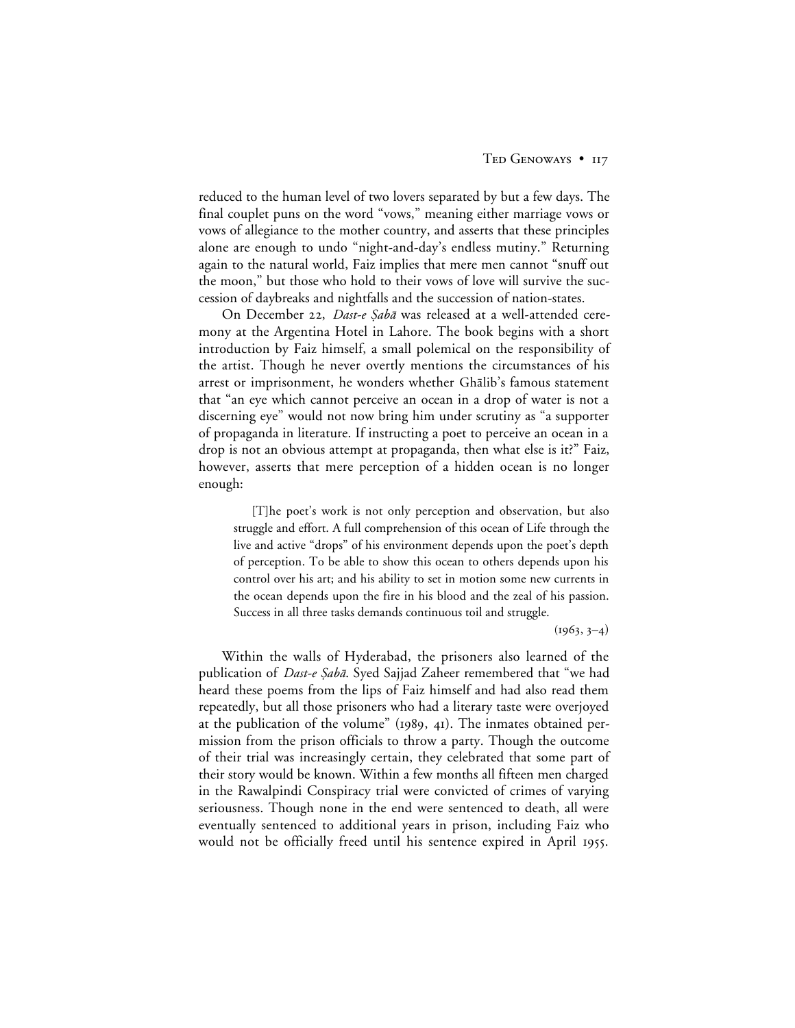reduced to the human level of two lovers separated by but a few days. The final couplet puns on the word "vows," meaning either marriage vows or vows of allegiance to the mother country, and asserts that these principles alone are enough to undo "night-and-day's endless mutiny." Returning again to the natural world, Faiz implies that mere men cannot "snuff out the moon," but those who hold to their vows of love will survive the succession of daybreaks and nightfalls and the succession of nation-states.

On December 22, *Dast-e Ṣabā* was released at a well-attended ceremony at the Argentina Hotel in Lahore. The book begins with a short introduction by Faiz himself, a small polemical on the responsibility of the artist. Though he never overtly mentions the circumstances of his arrest or imprisonment, he wonders whether Ghālib's famous statement that "an eye which cannot perceive an ocean in a drop of water is not a discerning eye" would not now bring him under scrutiny as "a supporter of propaganda in literature. If instructing a poet to perceive an ocean in a drop is not an obvious attempt at propaganda, then what else is it?" Faiz, however, asserts that mere perception of a hidden ocean is no longer enough:

> [T]he poet's work is not only perception and observation, but also struggle and effort. A full comprehension of this ocean of Life through the live and active "drops" of his environment depends upon the poet's depth of perception. To be able to show this ocean to others depends upon his control over his art; and his ability to set in motion some new currents in the ocean depends upon the fire in his blood and the zeal of his passion. Success in all three tasks demands continuous toil and struggle.
>
> (1963, 3–4)

Within the walls of Hyderabad, the prisoners also learned of the publication of *Dast-e Ṣabā*. Syed Sajjad Zaheer remembered that "we had heard these poems from the lips of Faiz himself and had also read them repeatedly, but all those prisoners who had a literary taste were overjoyed at the publication of the volume" (1989, 41). The inmates obtained permission from the prison officials to throw a party. Though the outcome of their trial was increasingly certain, they celebrated that some part of their story would be known. Within a few months all fifteen men charged in the Rawalpindi Conspiracy trial were convicted of crimes of varying seriousness. Though none in the end were sentenced to death, all were eventually sentenced to additional years in prison, including Faiz who would not be officially freed until his sentence expired in April 1955.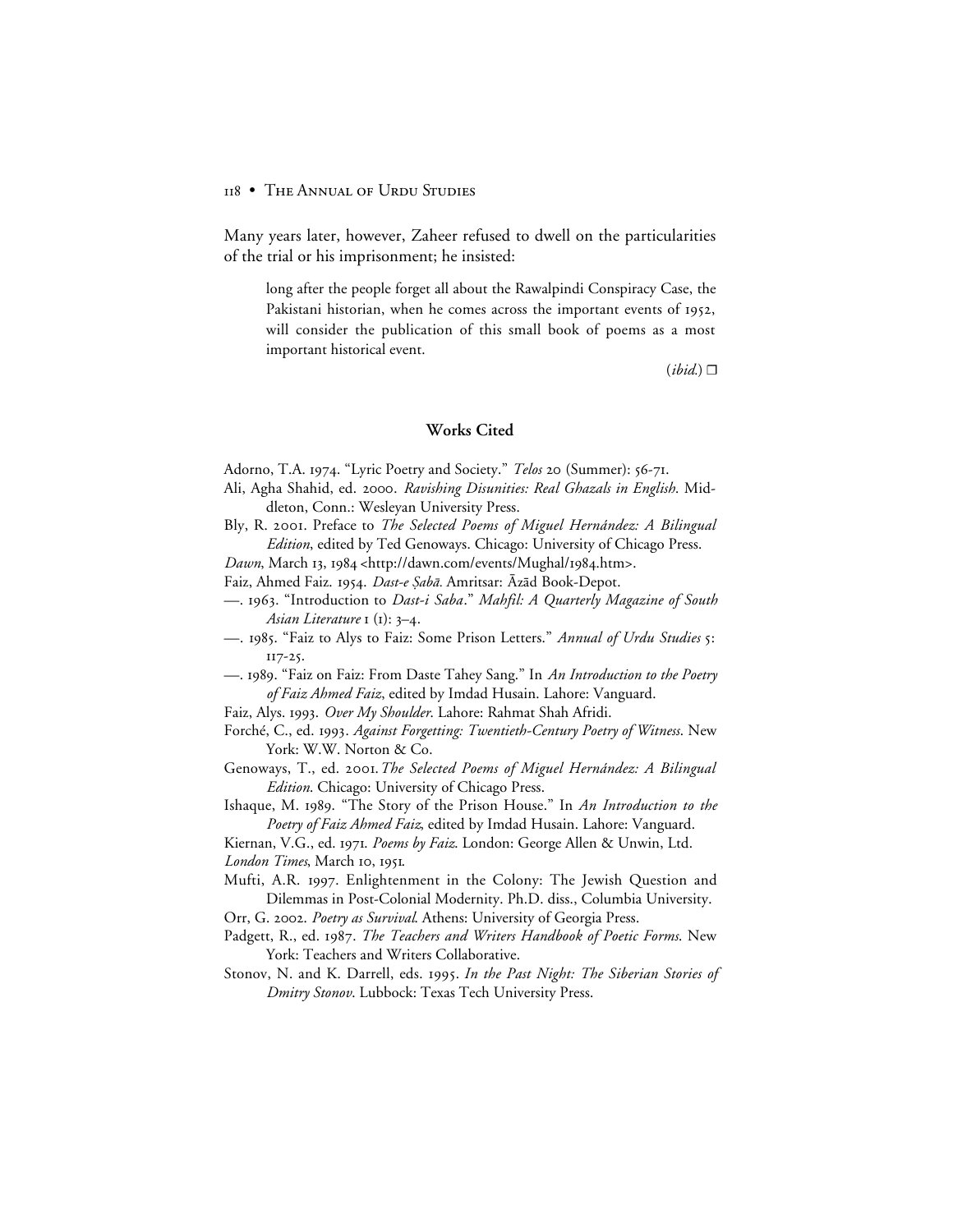Many years later, however, Zaheer refused to dwell on the particularities of the trial or his imprisonment; he insisted:

> long after the people forget all about the Rawalpindi Conspiracy Case, the Pakistani historian, when he comes across the important events of 1952, will consider the publication of this small book of poems as a most important historical event.
>
> (*ibid.*) ❒

## Works Cited

Adorno, T.A. 1974. "Lyric Poetry and Society." *Telos* 20 (Summer): 56-71.

Ali, Agha Shahid, ed. 2000. *Ravishing Disunities: Real Ghazals in English*. Middleton, Conn.: Wesleyan University Press.

Bly, R. 2001. Preface to *The Selected Poems of Miguel Hernández: A Bilingual Edition*, edited by Ted Genoways. Chicago: University of Chicago Press.

*Dawn*, March 13, 1984 <http://dawn.com/events/Mughal/1984.htm>.

Faiz, Ahmed Faiz. 1954. *Dast-e Ṣabā*. Amritsar: Āzād Book-Depot.

—. 1963. "Introduction to *Dast-i Saba*." *Mahfil: A Quarterly Magazine of South Asian Literature* 1 (1): 3–4.

—. 1985. "Faiz to Alys to Faiz: Some Prison Letters." *Annual of Urdu Studies* 5: 117-25.

—. 1989. "Faiz on Faiz: From Daste Tahey Sang." In *An Introduction to the Poetry of Faiz Ahmed Faiz*, edited by Imdad Husain. Lahore: Vanguard.

Faiz, Alys. 1993. *Over My Shoulder*. Lahore: Rahmat Shah Afridi.

Forché, C., ed. 1993. *Against Forgetting: Twentieth-Century Poetry of Witness*. New York: W.W. Norton & Co.

Genoways, T., ed. 2001. *The Selected Poems of Miguel Hernández: A Bilingual Edition*. Chicago: University of Chicago Press.

Ishaque, M. 1989. "The Story of the Prison House." In *An Introduction to the Poetry of Faiz Ahmed Faiz*, edited by Imdad Husain. Lahore: Vanguard.

Kiernan, V.G., ed. 1971. *Poems by Faiz*. London: George Allen & Unwin, Ltd.

*London Times*, March 10, 1951.

Mufti, A.R. 1997. Enlightenment in the Colony: The Jewish Question and Dilemmas in Post-Colonial Modernity. Ph.D. diss., Columbia University.

Orr, G. 2002. *Poetry as Survival*. Athens: University of Georgia Press.

Padgett, R., ed. 1987. *The Teachers and Writers Handbook of Poetic Forms*. New York: Teachers and Writers Collaborative.

Stonov, N. and K. Darrell, eds. 1995. *In the Past Night: The Siberian Stories of Dmitry Stonov*. Lubbock: Texas Tech University Press.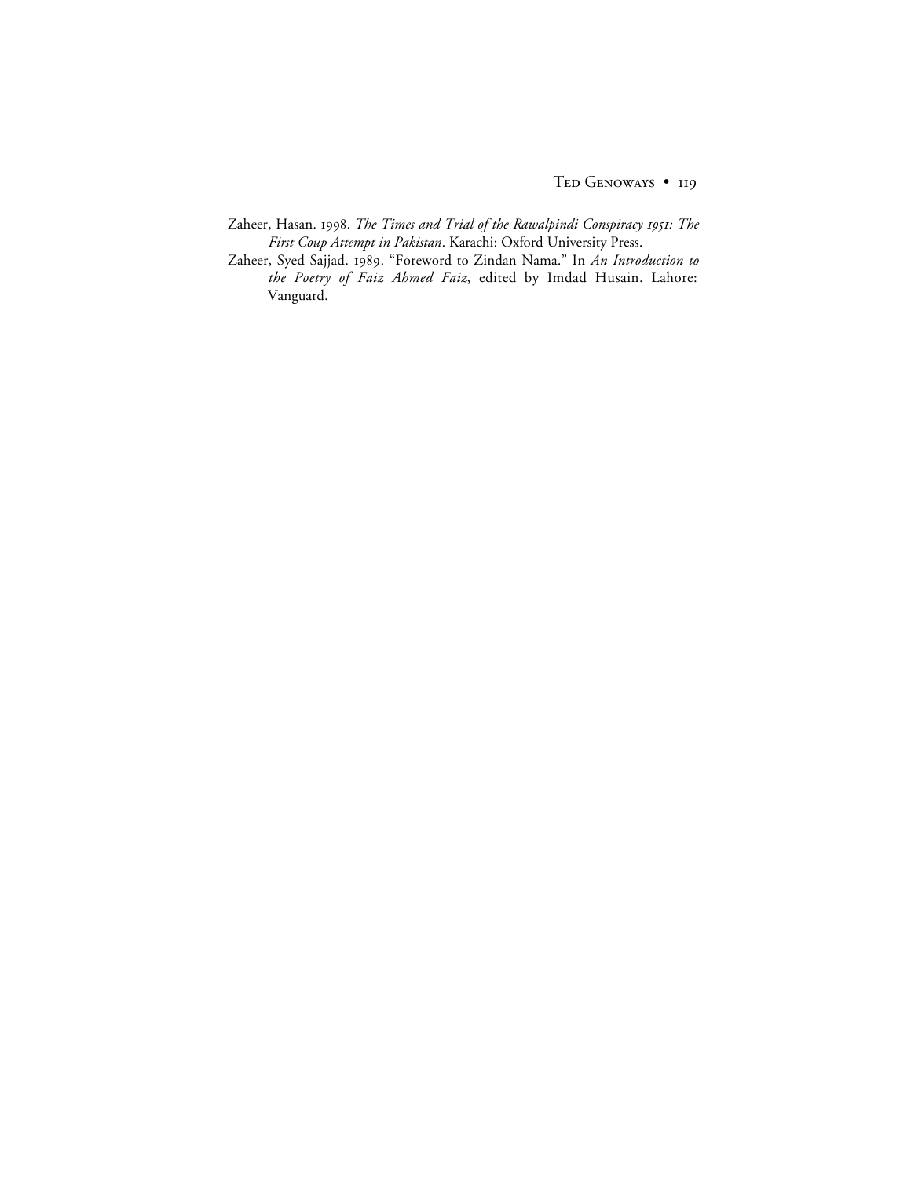Zaheer, Hasan. 1998. *The Times and Trial of the Rawalpindi Conspiracy 1951: The First Coup Attempt in Pakistan*. Karachi: Oxford University Press.

Zaheer, Syed Sajjad. 1989. "Foreword to Zindan Nama." In *An Introduction to the Poetry of Faiz Ahmed Faiz*, edited by Imdad Husain. Lahore: Vanguard.